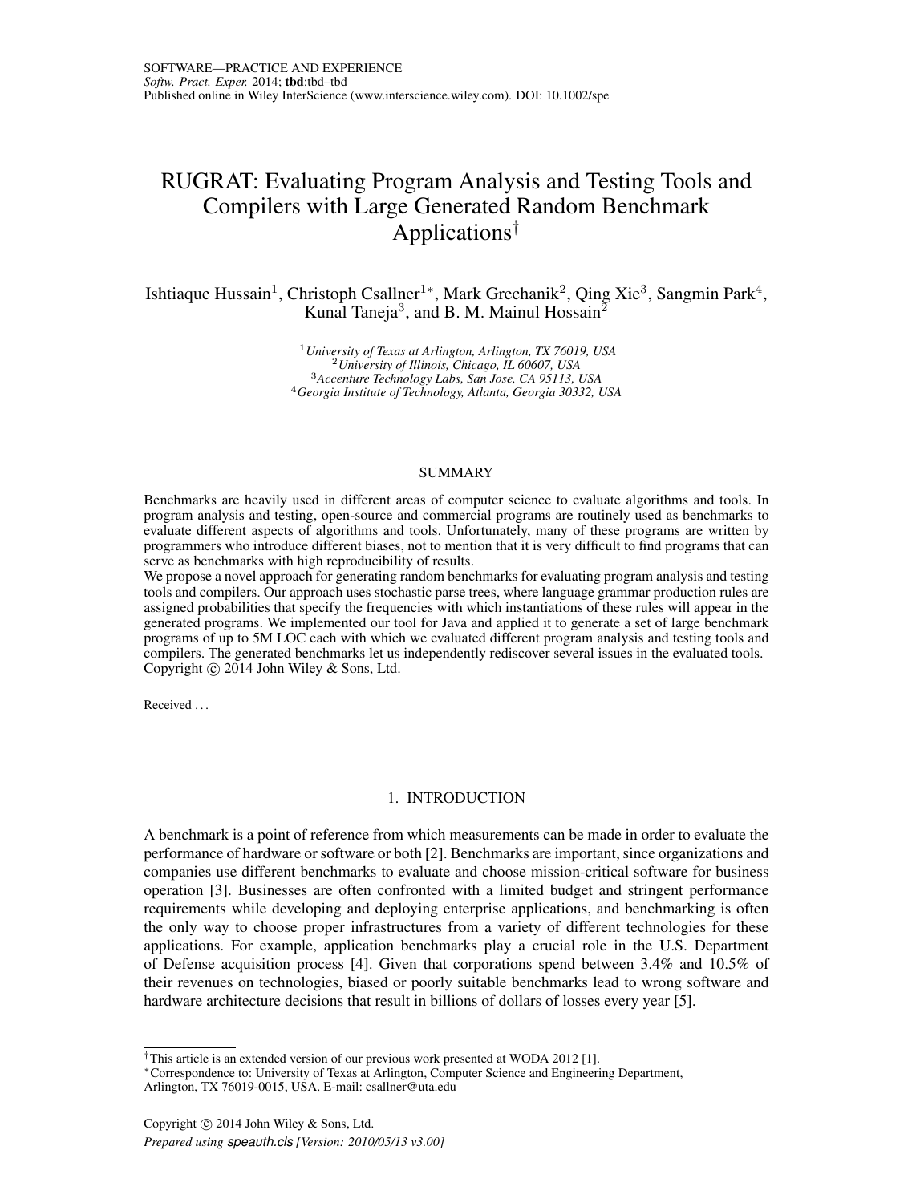# RUGRAT: Evaluating Program Analysis and Testing Tools and Compilers with Large Generated Random Benchmark Applications[†]

Ishtiaque Hussain[1], Christoph Csallner[1*], Mark Grechanik[2], Qing Xie[3], Sangmin Park[4], Kunal Taneja[3], and B. M. Mainul Hossain[2]

[1] *University of Texas at Arlington, Arlington, TX 76019, USA*
[2] *University of Illinois, Chicago, IL 60607, USA*
[3] *Accenture Technology Labs, San Jose, CA 95113, USA*
[4] *Georgia Institute of Technology, Atlanta, Georgia 30332, USA*

## SUMMARY

Benchmarks are heavily used in different areas of computer science to evaluate algorithms and tools. In program analysis and testing, open-source and commercial programs are routinely used as benchmarks to evaluate different aspects of algorithms and tools. Unfortunately, many of these programs are written by programmers who introduce different biases, not to mention that it is very difficult to find programs that can serve as benchmarks with high reproducibility of results.

We propose a novel approach for generating random benchmarks for evaluating program analysis and testing tools and compilers. Our approach uses stochastic parse trees, where language grammar production rules are assigned probabilities that specify the frequencies with which instantiations of these rules will appear in the generated programs. We implemented our tool for Java and applied it to generate a set of large benchmark programs of up to 5M LOC each with which we evaluated different program analysis and testing tools and compilers. The generated benchmarks let us independently rediscover several issues in the evaluated tools. Copyright © 2014 John Wiley & Sons, Ltd.

Received ...

## 1. INTRODUCTION

A benchmark is a point of reference from which measurements can be made in order to evaluate the performance of hardware or software or both [2]. Benchmarks are important, since organizations and companies use different benchmarks to evaluate and choose mission-critical software for business operation [3]. Businesses are often confronted with a limited budget and stringent performance requirements while developing and deploying enterprise applications, and benchmarking is often the only way to choose proper infrastructures from a variety of different technologies for these applications. For example, application benchmarks play a crucial role in the U.S. Department of Defense acquisition process [4]. Given that corporations spend between 3.4% and 10.5% of their revenues on technologies, biased or poorly suitable benchmarks lead to wrong software and hardware architecture decisions that result in billions of dollars of losses every year [5].

---

[†] This article is an extended version of our previous work presented at WODA 2012 [1].
[*] Correspondence to: University of Texas at Arlington, Computer Science and Engineering Department, Arlington, TX 76019-0015, USA. E-mail: csallner@uta.edu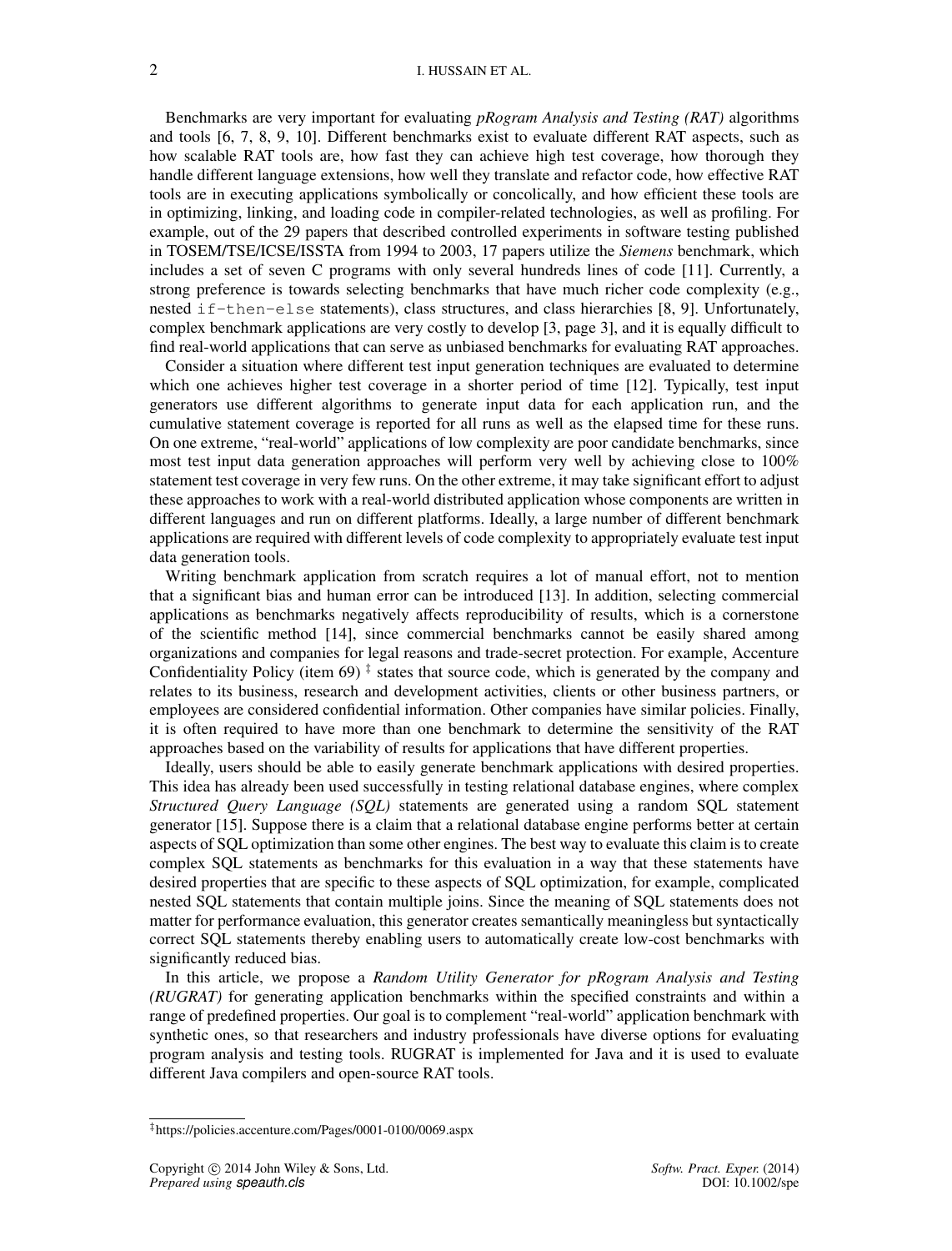Benchmarks are very important for evaluating *pRogram Analysis and Testing (RAT)* algorithms and tools [6, 7, 8, 9, 10]. Different benchmarks exist to evaluate different RAT aspects, such as how scalable RAT tools are, how fast they can achieve high test coverage, how thorough they handle different language extensions, how well they translate and refactor code, how effective RAT tools are in executing applications symbolically or concolically, and how efficient these tools are in optimizing, linking, and loading code in compiler-related technologies, as well as profiling. For example, out of the 29 papers that described controlled experiments in software testing published in TOSEM/TSE/ICSE/ISSTA from 1994 to 2003, 17 papers utilize the *Siemens* benchmark, which includes a set of seven C programs with only several hundreds lines of code [11]. Currently, a strong preference is towards selecting benchmarks that have much richer code complexity (e.g., nested `if-then-else` statements), class structures, and class hierarchies [8, 9]. Unfortunately, complex benchmark applications are very costly to develop [3, page 3], and it is equally difficult to find real-world applications that can serve as unbiased benchmarks for evaluating RAT approaches.

Consider a situation where different test input generation techniques are evaluated to determine which one achieves higher test coverage in a shorter period of time [12]. Typically, test input generators use different algorithms to generate input data for each application run, and the cumulative statement coverage is reported for all runs as well as the elapsed time for these runs. On one extreme, "real-world" applications of low complexity are poor candidate benchmarks, since most test input data generation approaches will perform very well by achieving close to 100% statement test coverage in very few runs. On the other extreme, it may take significant effort to adjust these approaches to work with a real-world distributed application whose components are written in different languages and run on different platforms. Ideally, a large number of different benchmark applications are required with different levels of code complexity to appropriately evaluate test input data generation tools.

Writing benchmark application from scratch requires a lot of manual effort, not to mention that a significant bias and human error can be introduced [13]. In addition, selecting commercial applications as benchmarks negatively affects reproducibility of results, which is a cornerstone of the scientific method [14], since commercial benchmarks cannot be easily shared among organizations and companies for legal reasons and trade-secret protection. For example, Accenture Confidentiality Policy (item 69) ‡ states that source code, which is generated by the company and relates to its business, research and development activities, clients or other business partners, or employees are considered confidential information. Other companies have similar policies. Finally, it is often required to have more than one benchmark to determine the sensitivity of the RAT approaches based on the variability of results for applications that have different properties.

Ideally, users should be able to easily generate benchmark applications with desired properties. This idea has already been used successfully in testing relational database engines, where complex *Structured Query Language (SQL)* statements are generated using a random SQL statement generator [15]. Suppose there is a claim that a relational database engine performs better at certain aspects of SQL optimization than some other engines. The best way to evaluate this claim is to create complex SQL statements as benchmarks for this evaluation in a way that these statements have desired properties that are specific to these aspects of SQL optimization, for example, complicated nested SQL statements that contain multiple joins. Since the meaning of SQL statements does not matter for performance evaluation, this generator creates semantically meaningless but syntactically correct SQL statements thereby enabling users to automatically create low-cost benchmarks with significantly reduced bias.

In this article, we propose a *Random Utility Generator for pRogram Analysis and Testing (RUGRAT)* for generating application benchmarks within the specified constraints and within a range of predefined properties. Our goal is to complement "real-world" application benchmark with synthetic ones, so that researchers and industry professionals have diverse options for evaluating program analysis and testing tools. RUGRAT is implemented for Java and it is used to evaluate different Java compilers and open-source RAT tools.

‡https://policies.accenture.com/Pages/0001-0100/0069.aspx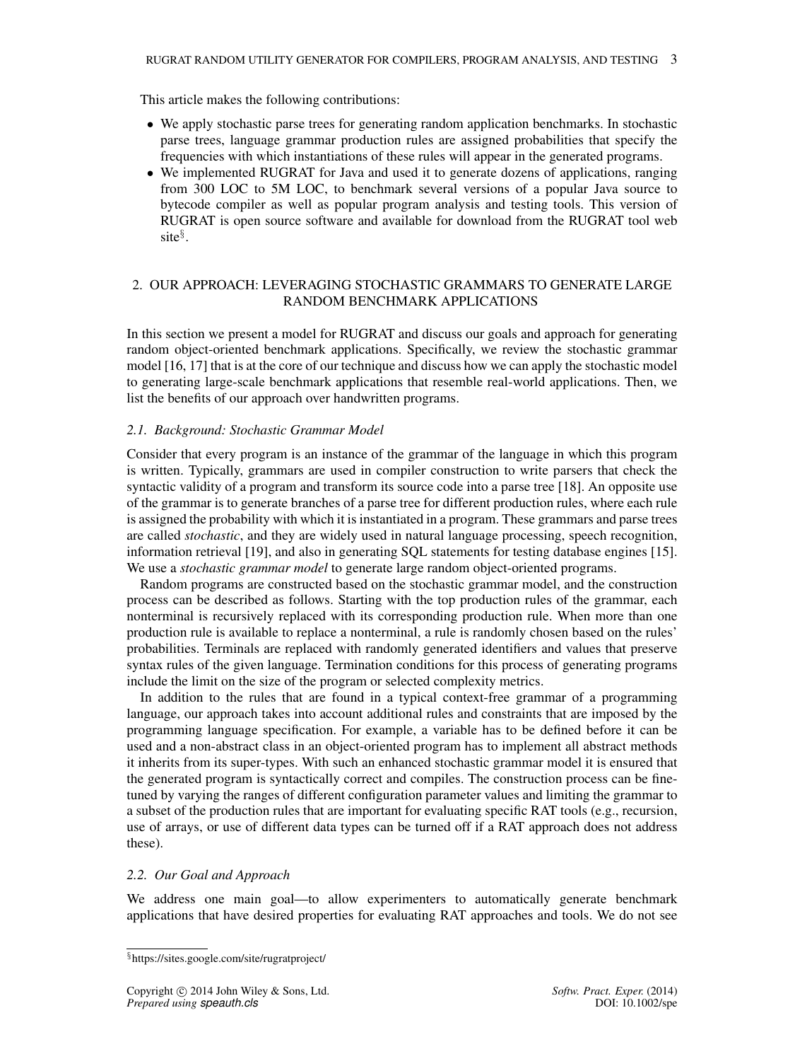This article makes the following contributions:

- We apply stochastic parse trees for generating random application benchmarks. In stochastic parse trees, language grammar production rules are assigned probabilities that specify the frequencies with which instantiations of these rules will appear in the generated programs.
- We implemented RUGRAT for Java and used it to generate dozens of applications, ranging from 300 LOC to 5M LOC, to benchmark several versions of a popular Java source to bytecode compiler as well as popular program analysis and testing tools. This version of RUGRAT is open source software and available for download from the RUGRAT tool web site[§].

## 2. OUR APPROACH: LEVERAGING STOCHASTIC GRAMMARS TO GENERATE LARGE RANDOM BENCHMARK APPLICATIONS

In this section we present a model for RUGRAT and discuss our goals and approach for generating random object-oriented benchmark applications. Specifically, we review the stochastic grammar model [16, 17] that is at the core of our technique and discuss how we can apply the stochastic model to generating large-scale benchmark applications that resemble real-world applications. Then, we list the benefits of our approach over handwritten programs.

### *2.1. Background: Stochastic Grammar Model*

Consider that every program is an instance of the grammar of the language in which this program is written. Typically, grammars are used in compiler construction to write parsers that check the syntactic validity of a program and transform its source code into a parse tree [18]. An opposite use of the grammar is to generate branches of a parse tree for different production rules, where each rule is assigned the probability with which it is instantiated in a program. These grammars and parse trees are called *stochastic*, and they are widely used in natural language processing, speech recognition, information retrieval [19], and also in generating SQL statements for testing database engines [15]. We use a *stochastic grammar model* to generate large random object-oriented programs.

Random programs are constructed based on the stochastic grammar model, and the construction process can be described as follows. Starting with the top production rules of the grammar, each nonterminal is recursively replaced with its corresponding production rule. When more than one production rule is available to replace a nonterminal, a rule is randomly chosen based on the rules' probabilities. Terminals are replaced with randomly generated identifiers and values that preserve syntax rules of the given language. Termination conditions for this process of generating programs include the limit on the size of the program or selected complexity metrics.

In addition to the rules that are found in a typical context-free grammar of a programming language, our approach takes into account additional rules and constraints that are imposed by the programming language specification. For example, a variable has to be defined before it can be used and a non-abstract class in an object-oriented program has to implement all abstract methods it inherits from its super-types. With such an enhanced stochastic grammar model it is ensured that the generated program is syntactically correct and compiles. The construction process can be fine-tuned by varying the ranges of different configuration parameter values and limiting the grammar to a subset of the production rules that are important for evaluating specific RAT tools (e.g., recursion, use of arrays, or use of different data types can be turned off if a RAT approach does not address these).

### *2.2. Our Goal and Approach*

We address one main goal—to allow experimenters to automatically generate benchmark applications that have desired properties for evaluating RAT approaches and tools. We do not see

---

[§] https://sites.google.com/site/rugratproject/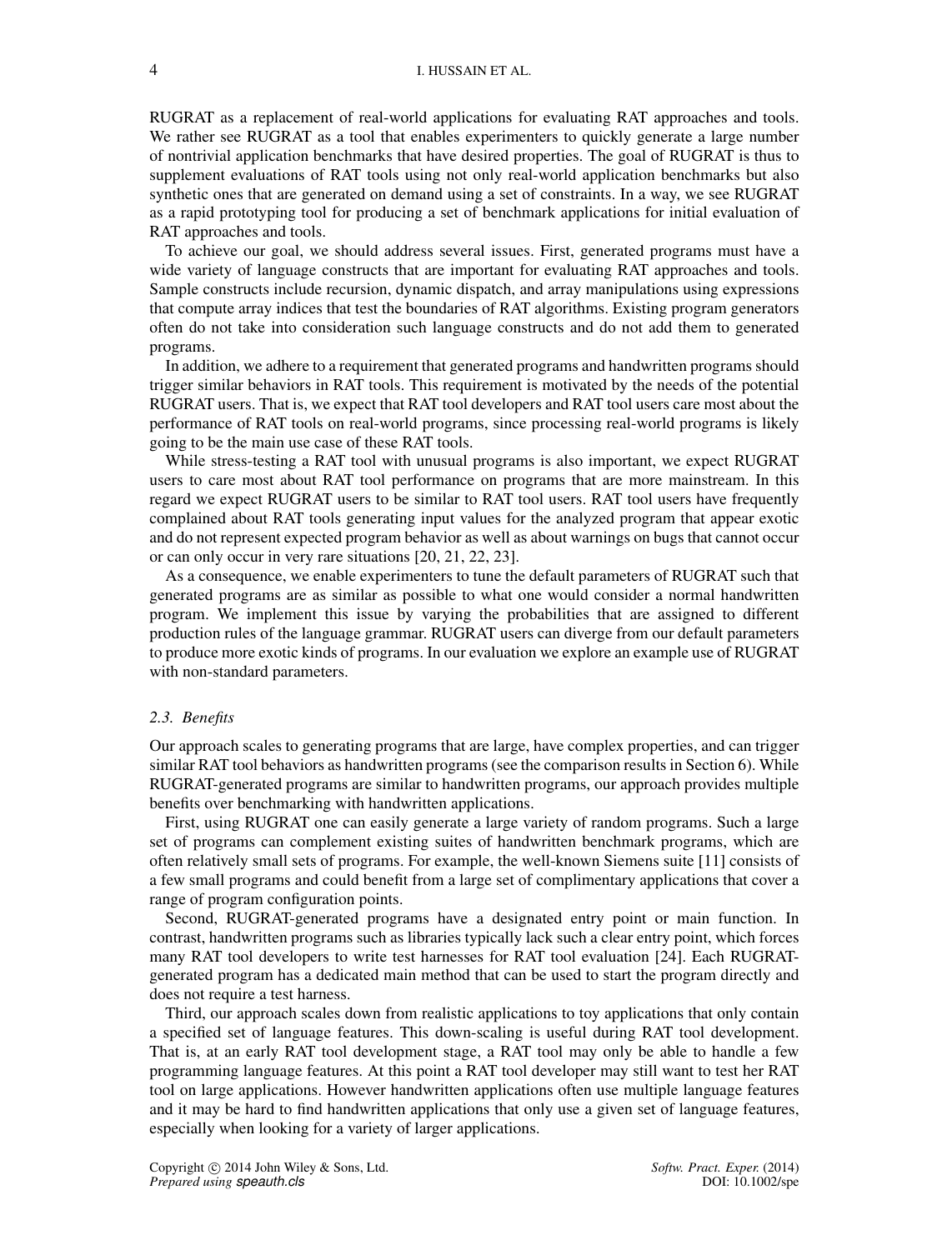RUGRAT as a replacement of real-world applications for evaluating RAT approaches and tools. We rather see RUGRAT as a tool that enables experimenters to quickly generate a large number of nontrivial application benchmarks that have desired properties. The goal of RUGRAT is thus to supplement evaluations of RAT tools using not only real-world application benchmarks but also synthetic ones that are generated on demand using a set of constraints. In a way, we see RUGRAT as a rapid prototyping tool for producing a set of benchmark applications for initial evaluation of RAT approaches and tools.

To achieve our goal, we should address several issues. First, generated programs must have a wide variety of language constructs that are important for evaluating RAT approaches and tools. Sample constructs include recursion, dynamic dispatch, and array manipulations using expressions that compute array indices that test the boundaries of RAT algorithms. Existing program generators often do not take into consideration such language constructs and do not add them to generated programs.

In addition, we adhere to a requirement that generated programs and handwritten programs should trigger similar behaviors in RAT tools. This requirement is motivated by the needs of the potential RUGRAT users. That is, we expect that RAT tool developers and RAT tool users care most about the performance of RAT tools on real-world programs, since processing real-world programs is likely going to be the main use case of these RAT tools.

While stress-testing a RAT tool with unusual programs is also important, we expect RUGRAT users to care most about RAT tool performance on programs that are more mainstream. In this regard we expect RUGRAT users to be similar to RAT tool users. RAT tool users have frequently complained about RAT tools generating input values for the analyzed program that appear exotic and do not represent expected program behavior as well as about warnings on bugs that cannot occur or can only occur in very rare situations [20, 21, 22, 23].

As a consequence, we enable experimenters to tune the default parameters of RUGRAT such that generated programs are as similar as possible to what one would consider a normal handwritten program. We implement this issue by varying the probabilities that are assigned to different production rules of the language grammar. RUGRAT users can diverge from our default parameters to produce more exotic kinds of programs. In our evaluation we explore an example use of RUGRAT with non-standard parameters.

### *2.3. Benefits*

Our approach scales to generating programs that are large, have complex properties, and can trigger similar RAT tool behaviors as handwritten programs (see the comparison results in Section 6). While RUGRAT-generated programs are similar to handwritten programs, our approach provides multiple benefits over benchmarking with handwritten applications.

First, using RUGRAT one can easily generate a large variety of random programs. Such a large set of programs can complement existing suites of handwritten benchmark programs, which are often relatively small sets of programs. For example, the well-known Siemens suite [11] consists of a few small programs and could benefit from a large set of complimentary applications that cover a range of program configuration points.

Second, RUGRAT-generated programs have a designated entry point or main function. In contrast, handwritten programs such as libraries typically lack such a clear entry point, which forces many RAT tool developers to write test harnesses for RAT tool evaluation [24]. Each RUGRAT-generated program has a dedicated main method that can be used to start the program directly and does not require a test harness.

Third, our approach scales down from realistic applications to toy applications that only contain a specified set of language features. This down-scaling is useful during RAT tool development. That is, at an early RAT tool development stage, a RAT tool may only be able to handle a few programming language features. At this point a RAT tool developer may still want to test her RAT tool on large applications. However handwritten applications often use multiple language features and it may be hard to find handwritten applications that only use a given set of language features, especially when looking for a variety of larger applications.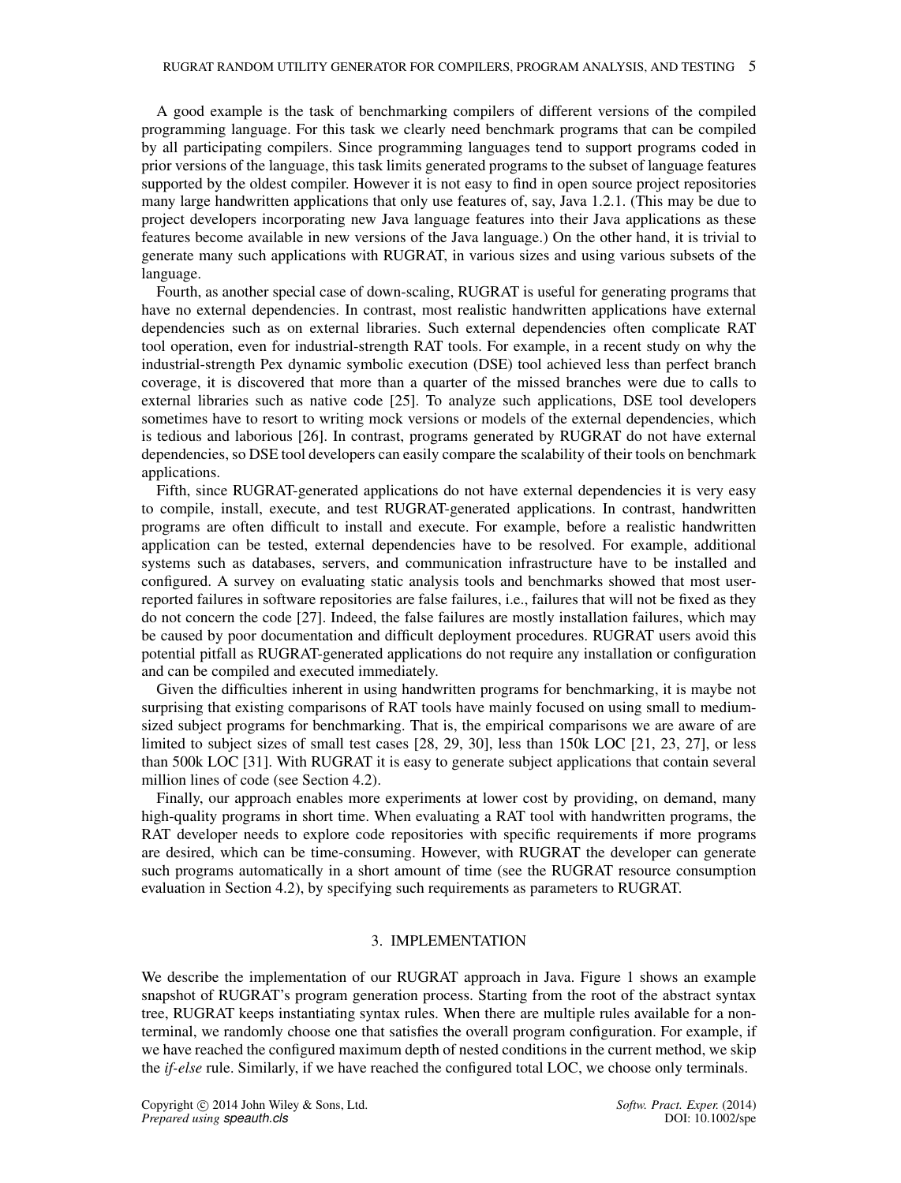A good example is the task of benchmarking compilers of different versions of the compiled programming language. For this task we clearly need benchmark programs that can be compiled by all participating compilers. Since programming languages tend to support programs coded in prior versions of the language, this task limits generated programs to the subset of language features supported by the oldest compiler. However it is not easy to find in open source project repositories many large handwritten applications that only use features of, say, Java 1.2.1. (This may be due to project developers incorporating new Java language features into their Java applications as these features become available in new versions of the Java language.) On the other hand, it is trivial to generate many such applications with RUGRAT, in various sizes and using various subsets of the language.

Fourth, as another special case of down-scaling, RUGRAT is useful for generating programs that have no external dependencies. In contrast, most realistic handwritten applications have external dependencies such as on external libraries. Such external dependencies often complicate RAT tool operation, even for industrial-strength RAT tools. For example, in a recent study on why the industrial-strength Pex dynamic symbolic execution (DSE) tool achieved less than perfect branch coverage, it is discovered that more than a quarter of the missed branches were due to calls to external libraries such as native code [25]. To analyze such applications, DSE tool developers sometimes have to resort to writing mock versions or models of the external dependencies, which is tedious and laborious [26]. In contrast, programs generated by RUGRAT do not have external dependencies, so DSE tool developers can easily compare the scalability of their tools on benchmark applications.

Fifth, since RUGRAT-generated applications do not have external dependencies it is very easy to compile, install, execute, and test RUGRAT-generated applications. In contrast, handwritten programs are often difficult to install and execute. For example, before a realistic handwritten application can be tested, external dependencies have to be resolved. For example, additional systems such as databases, servers, and communication infrastructure have to be installed and configured. A survey on evaluating static analysis tools and benchmarks showed that most user-reported failures in software repositories are false failures, i.e., failures that will not be fixed as they do not concern the code [27]. Indeed, the false failures are mostly installation failures, which may be caused by poor documentation and difficult deployment procedures. RUGRAT users avoid this potential pitfall as RUGRAT-generated applications do not require any installation or configuration and can be compiled and executed immediately.

Given the difficulties inherent in using handwritten programs for benchmarking, it is maybe not surprising that existing comparisons of RAT tools have mainly focused on using small to medium-sized subject programs for benchmarking. That is, the empirical comparisons we are aware of are limited to subject sizes of small test cases [28, 29, 30], less than 150k LOC [21, 23, 27], or less than 500k LOC [31]. With RUGRAT it is easy to generate subject applications that contain several million lines of code (see Section 4.2).

Finally, our approach enables more experiments at lower cost by providing, on demand, many high-quality programs in short time. When evaluating a RAT tool with handwritten programs, the RAT developer needs to explore code repositories with specific requirements if more programs are desired, which can be time-consuming. However, with RUGRAT the developer can generate such programs automatically in a short amount of time (see the RUGRAT resource consumption evaluation in Section 4.2), by specifying such requirements as parameters to RUGRAT.

## 3. IMPLEMENTATION

We describe the implementation of our RUGRAT approach in Java. Figure 1 shows an example snapshot of RUGRAT's program generation process. Starting from the root of the abstract syntax tree, RUGRAT keeps instantiating syntax rules. When there are multiple rules available for a non-terminal, we randomly choose one that satisfies the overall program configuration. For example, if we have reached the configured maximum depth of nested conditions in the current method, we skip the *if-else* rule. Similarly, if we have reached the configured total LOC, we choose only terminals.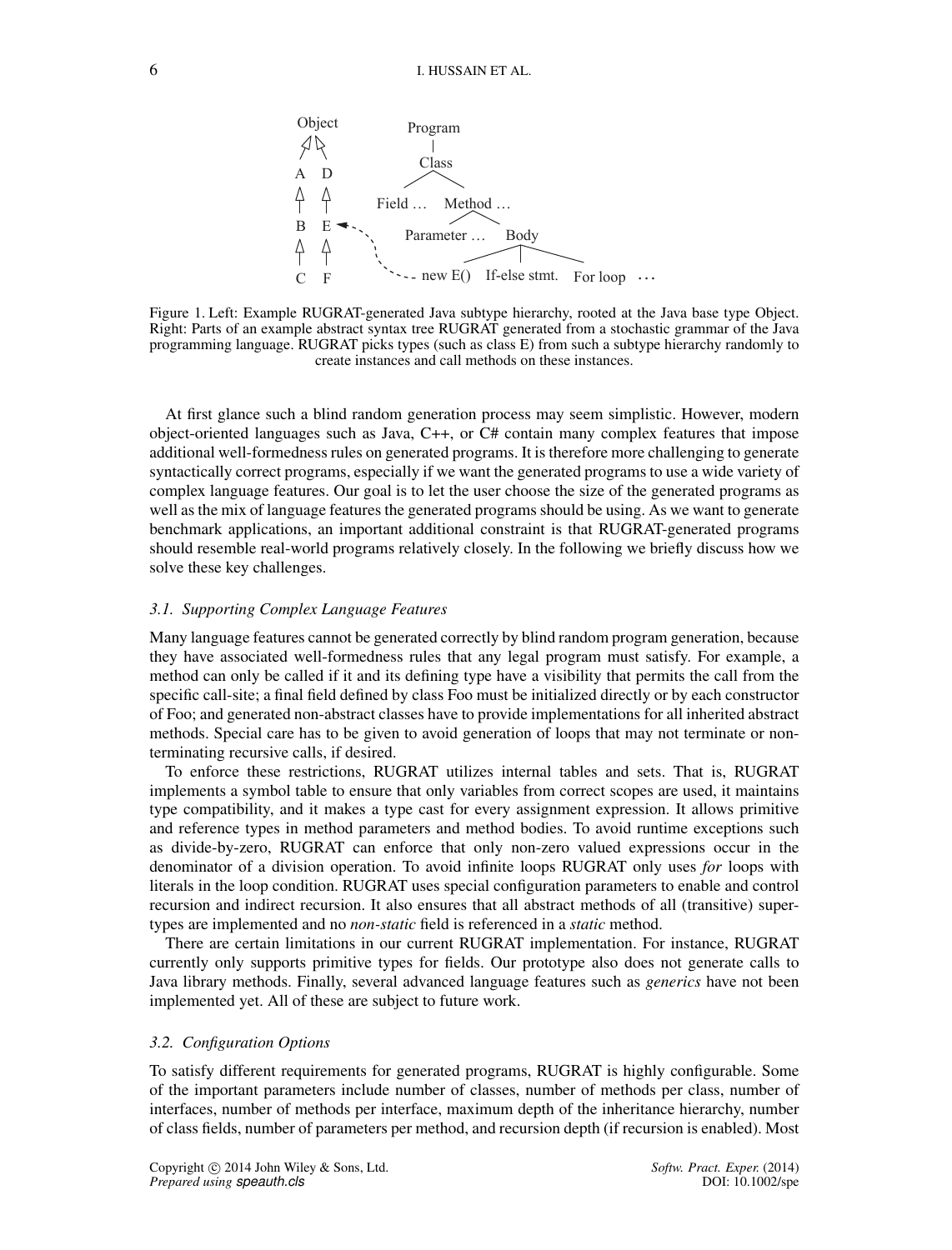Figure 1. Left: Example RUGRAT-generated Java subtype hierarchy, rooted at the Java base type Object. Right: Parts of an example abstract syntax tree RUGRAT generated from a stochastic grammar of the Java programming language. RUGRAT picks types (such as class E) from such a subtype hierarchy randomly to create instances and call methods on these instances.

At first glance such a blind random generation process may seem simplistic. However, modern object-oriented languages such as Java, C++, or C# contain many complex features that impose additional well-formedness rules on generated programs. It is therefore more challenging to generate syntactically correct programs, especially if we want the generated programs to use a wide variety of complex language features. Our goal is to let the user choose the size of the generated programs as well as the mix of language features the generated programs should be using. As we want to generate benchmark applications, an important additional constraint is that RUGRAT-generated programs should resemble real-world programs relatively closely. In the following we briefly discuss how we solve these key challenges.

### 3.1. Supporting Complex Language Features

Many language features cannot be generated correctly by blind random program generation, because they have associated well-formedness rules that any legal program must satisfy. For example, a method can only be called if it and its defining type have a visibility that permits the call from the specific call-site; a final field defined by class Foo must be initialized directly or by each constructor of Foo; and generated non-abstract classes have to provide implementations for all inherited abstract methods. Special care has to be given to avoid generation of loops that may not terminate or non-terminating recursive calls, if desired.

To enforce these restrictions, RUGRAT utilizes internal tables and sets. That is, RUGRAT implements a symbol table to ensure that only variables from correct scopes are used, it maintains type compatibility, and it makes a type cast for every assignment expression. It allows primitive and reference types in method parameters and method bodies. To avoid runtime exceptions such as divide-by-zero, RUGRAT can enforce that only non-zero valued expressions occur in the denominator of a division operation. To avoid infinite loops RUGRAT only uses *for* loops with literals in the loop condition. RUGRAT uses special configuration parameters to enable and control recursion and indirect recursion. It also ensures that all abstract methods of all (transitive) super-types are implemented and no *non-static* field is referenced in a *static* method.

There are certain limitations in our current RUGRAT implementation. For instance, RUGRAT currently only supports primitive types for fields. Our prototype also does not generate calls to Java library methods. Finally, several advanced language features such as *generics* have not been implemented yet. All of these are subject to future work.

### 3.2. Configuration Options

To satisfy different requirements for generated programs, RUGRAT is highly configurable. Some of the important parameters include number of classes, number of methods per class, number of interfaces, number of methods per interface, maximum depth of the inheritance hierarchy, number of class fields, number of parameters per method, and recursion depth (if recursion is enabled). Most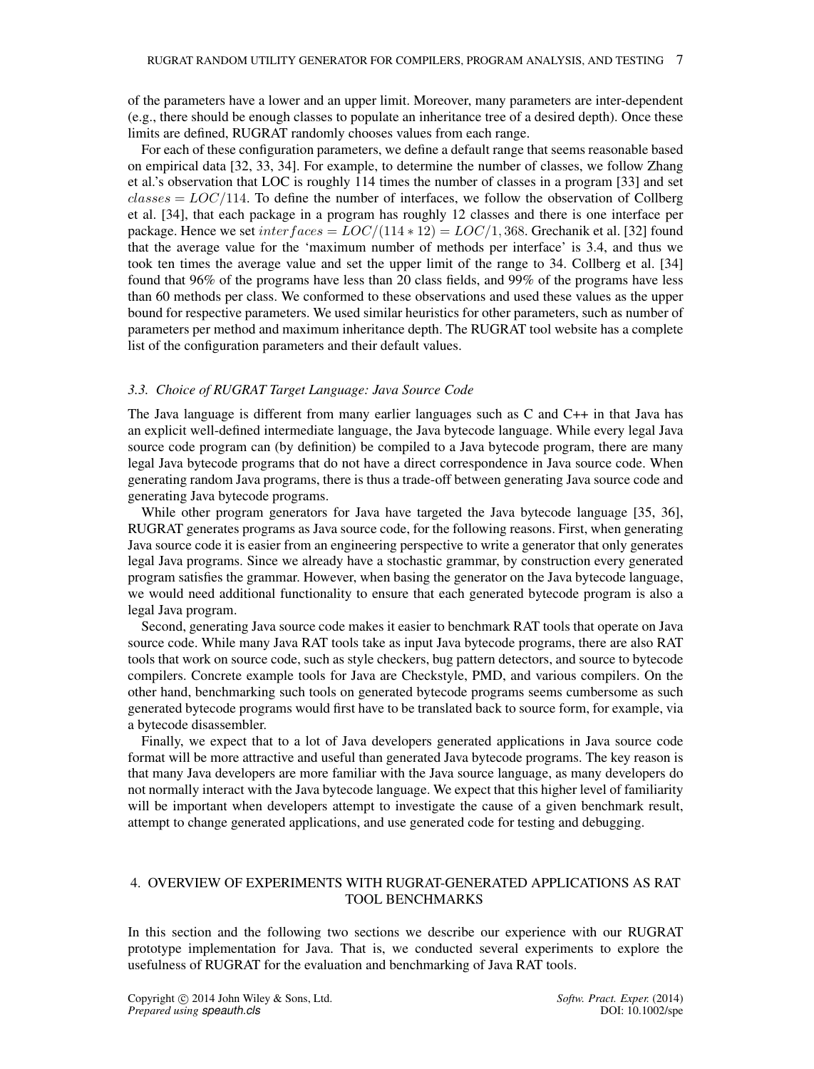of the parameters have a lower and an upper limit. Moreover, many parameters are inter-dependent (e.g., there should be enough classes to populate an inheritance tree of a desired depth). Once these limits are defined, RUGRAT randomly chooses values from each range.

For each of these configuration parameters, we define a default range that seems reasonable based on empirical data [32, 33, 34]. For example, to determine the number of classes, we follow Zhang et al.'s observation that LOC is roughly 114 times the number of classes in a program [33] and set $classes = LOC/114$. To define the number of interfaces, we follow the observation of Collberg et al. [34], that each package in a program has roughly 12 classes and there is one interface per package. Hence we set $interfaces = LOC/(114 * 12) = LOC/1,368$. Grechanik et al. [32] found that the average value for the 'maximum number of methods per interface' is 3.4, and thus we took ten times the average value and set the upper limit of the range to 34. Collberg et al. [34] found that 96% of the programs have less than 20 class fields, and 99% of the programs have less than 60 methods per class. We conformed to these observations and used these values as the upper bound for respective parameters. We used similar heuristics for other parameters, such as number of parameters per method and maximum inheritance depth. The RUGRAT tool website has a complete list of the configuration parameters and their default values.

### 3.3. *Choice of RUGRAT Target Language: Java Source Code*

The Java language is different from many earlier languages such as C and C++ in that Java has an explicit well-defined intermediate language, the Java bytecode language. While every legal Java source code program can (by definition) be compiled to a Java bytecode program, there are many legal Java bytecode programs that do not have a direct correspondence in Java source code. When generating random Java programs, there is thus a trade-off between generating Java source code and generating Java bytecode programs.

While other program generators for Java have targeted the Java bytecode language [35, 36], RUGRAT generates programs as Java source code, for the following reasons. First, when generating Java source code it is easier from an engineering perspective to write a generator that only generates legal Java programs. Since we already have a stochastic grammar, by construction every generated program satisfies the grammar. However, when basing the generator on the Java bytecode language, we would need additional functionality to ensure that each generated bytecode program is also a legal Java program.

Second, generating Java source code makes it easier to benchmark RAT tools that operate on Java source code. While many Java RAT tools take as input Java bytecode programs, there are also RAT tools that work on source code, such as style checkers, bug pattern detectors, and source to bytecode compilers. Concrete example tools for Java are Checkstyle, PMD, and various compilers. On the other hand, benchmarking such tools on generated bytecode programs seems cumbersome as such generated bytecode programs would first have to be translated back to source form, for example, via a bytecode disassembler.

Finally, we expect that to a lot of Java developers generated applications in Java source code format will be more attractive and useful than generated Java bytecode programs. The key reason is that many Java developers are more familiar with the Java source language, as many developers do not normally interact with the Java bytecode language. We expect that this higher level of familiarity will be important when developers attempt to investigate the cause of a given benchmark result, attempt to change generated applications, and use generated code for testing and debugging.

## 4. OVERVIEW OF EXPERIMENTS WITH RUGRAT-GENERATED APPLICATIONS AS RAT TOOL BENCHMARKS

In this section and the following two sections we describe our experience with our RUGRAT prototype implementation for Java. That is, we conducted several experiments to explore the usefulness of RUGRAT for the evaluation and benchmarking of Java RAT tools.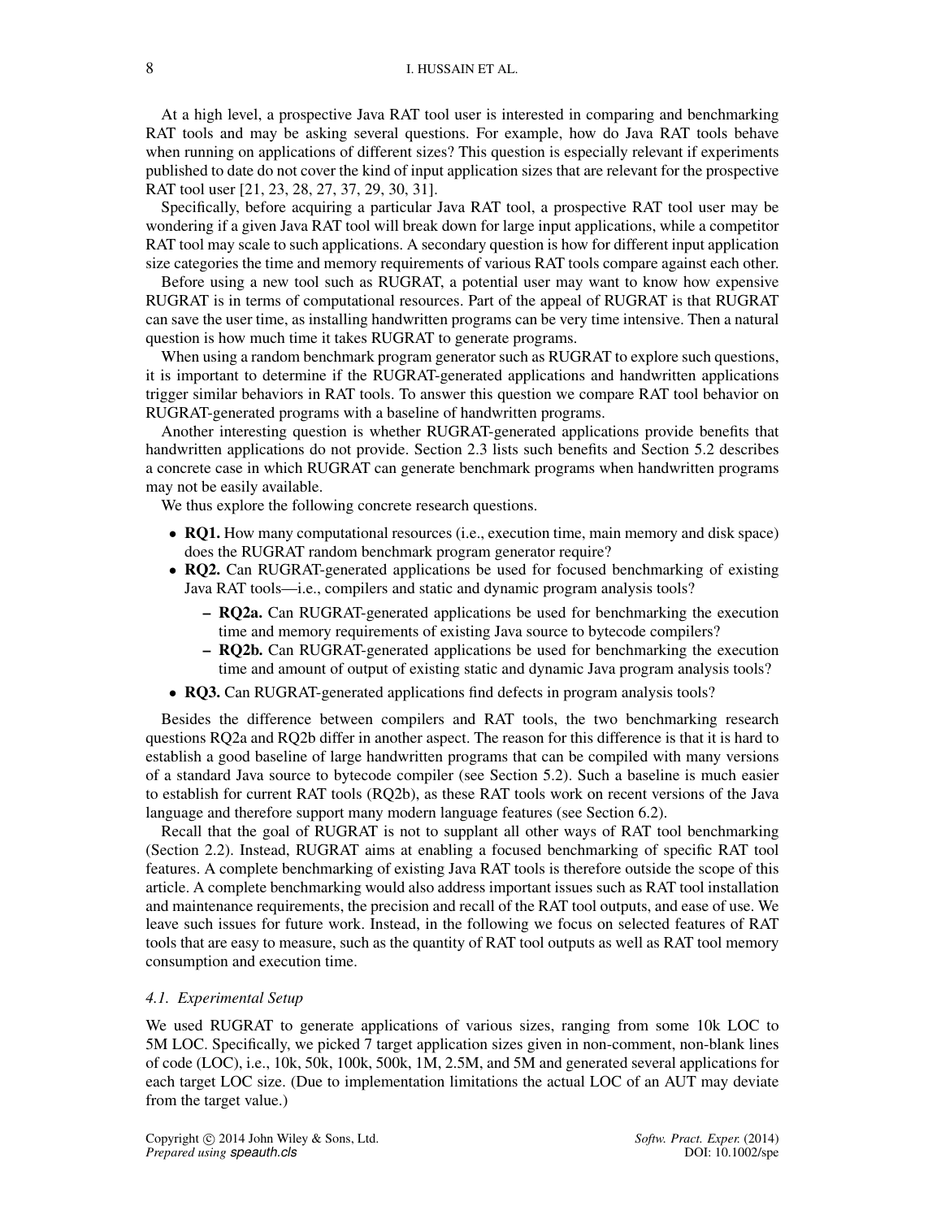At a high level, a prospective Java RAT tool user is interested in comparing and benchmarking RAT tools and may be asking several questions. For example, how do Java RAT tools behave when running on applications of different sizes? This question is especially relevant if experiments published to date do not cover the kind of input application sizes that are relevant for the prospective RAT tool user [21, 23, 28, 27, 37, 29, 30, 31].

Specifically, before acquiring a particular Java RAT tool, a prospective RAT tool user may be wondering if a given Java RAT tool will break down for large input applications, while a competitor RAT tool may scale to such applications. A secondary question is how for different input application size categories the time and memory requirements of various RAT tools compare against each other.

Before using a new tool such as RUGRAT, a potential user may want to know how expensive RUGRAT is in terms of computational resources. Part of the appeal of RUGRAT is that RUGRAT can save the user time, as installing handwritten programs can be very time intensive. Then a natural question is how much time it takes RUGRAT to generate programs.

When using a random benchmark program generator such as RUGRAT to explore such questions, it is important to determine if the RUGRAT-generated applications and handwritten applications trigger similar behaviors in RAT tools. To answer this question we compare RAT tool behavior on RUGRAT-generated programs with a baseline of handwritten programs.

Another interesting question is whether RUGRAT-generated applications provide benefits that handwritten applications do not provide. Section 2.3 lists such benefits and Section 5.2 describes a concrete case in which RUGRAT can generate benchmark programs when handwritten programs may not be easily available.

We thus explore the following concrete research questions.

- **RQ1.** How many computational resources (i.e., execution time, main memory and disk space) does the RUGRAT random benchmark program generator require?
- **RQ2.** Can RUGRAT-generated applications be used for focused benchmarking of existing Java RAT tools—i.e., compilers and static and dynamic program analysis tools?
  - **RQ2a.** Can RUGRAT-generated applications be used for benchmarking the execution time and memory requirements of existing Java source to bytecode compilers?
  - **RQ2b.** Can RUGRAT-generated applications be used for benchmarking the execution time and amount of output of existing static and dynamic Java program analysis tools?
- **RQ3.** Can RUGRAT-generated applications find defects in program analysis tools?

Besides the difference between compilers and RAT tools, the two benchmarking research questions RQ2a and RQ2b differ in another aspect. The reason for this difference is that it is hard to establish a good baseline of large handwritten programs that can be compiled with many versions of a standard Java source to bytecode compiler (see Section 5.2). Such a baseline is much easier to establish for current RAT tools (RQ2b), as these RAT tools work on recent versions of the Java language and therefore support many modern language features (see Section 6.2).

Recall that the goal of RUGRAT is not to supplant all other ways of RAT tool benchmarking (Section 2.2). Instead, RUGRAT aims at enabling a focused benchmarking of specific RAT tool features. A complete benchmarking of existing Java RAT tools is therefore outside the scope of this article. A complete benchmarking would also address important issues such as RAT tool installation and maintenance requirements, the precision and recall of the RAT tool outputs, and ease of use. We leave such issues for future work. Instead, in the following we focus on selected features of RAT tools that are easy to measure, such as the quantity of RAT tool outputs as well as RAT tool memory consumption and execution time.

### *4.1. Experimental Setup*

We used RUGRAT to generate applications of various sizes, ranging from some 10k LOC to 5M LOC. Specifically, we picked 7 target application sizes given in non-comment, non-blank lines of code (LOC), i.e., 10k, 50k, 100k, 500k, 1M, 2.5M, and 5M and generated several applications for each target LOC size. (Due to implementation limitations the actual LOC of an AUT may deviate from the target value.)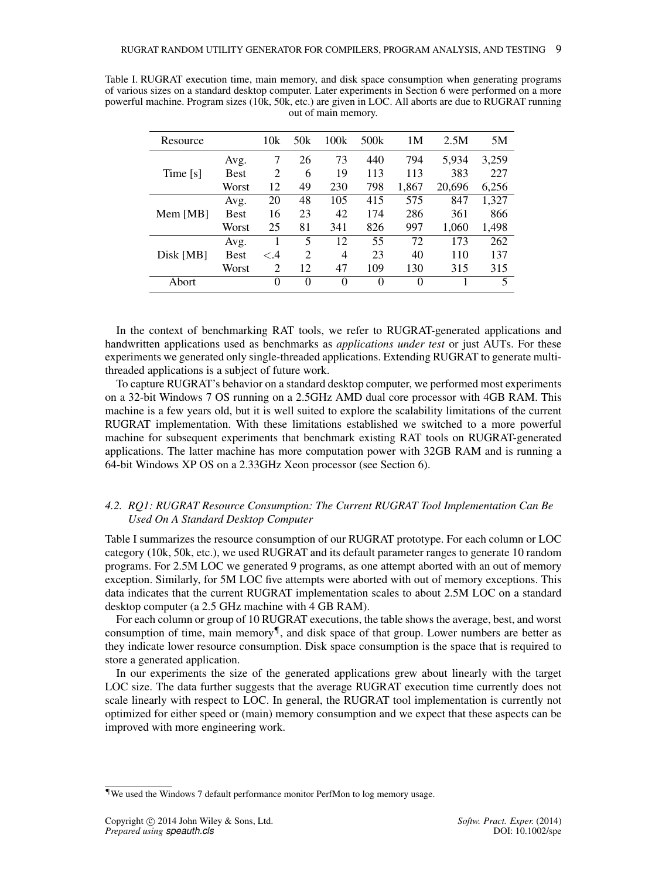Table I. RUGRAT execution time, main memory, and disk space consumption when generating programs of various sizes on a standard desktop computer. Later experiments in Section 6 were performed on a more powerful machine. Program sizes (10k, 50k, etc.) are given in LOC. All aborts are due to RUGRAT running out of main memory.

| Resource | | 10k | 50k | 100k | 500k | 1M | 2.5M | 5M |
|---|---|---|---|---|---|---|---|---|
| Time [s] | Avg. | 7 | 26 | 73 | 440 | 794 | 5,934 | 3,259 |
| | Best | 2 | 6 | 19 | 113 | 113 | 383 | 227 |
| | Worst | 12 | 49 | 230 | 798 | 1,867 | 20,696 | 6,256 |
| Mem [MB] | Avg. | 20 | 48 | 105 | 415 | 575 | 847 | 1,327 |
| | Best | 16 | 23 | 42 | 174 | 286 | 361 | 866 |
| | Worst | 25 | 81 | 341 | 826 | 997 | 1,060 | 1,498 |
| Disk [MB] | Avg. | 1 | 5 | 12 | 55 | 72 | 173 | 262 |
| | Best | <.4 | 2 | 4 | 23 | 40 | 110 | 137 |
| | Worst | 2 | 12 | 47 | 109 | 130 | 315 | 315 |
| Abort | | 0 | 0 | 0 | 0 | 0 | 1 | 5 |

In the context of benchmarking RAT tools, we refer to RUGRAT-generated applications and handwritten applications used as benchmarks as *applications under test* or just AUTs. For these experiments we generated only single-threaded applications. Extending RUGRAT to generate multi-threaded applications is a subject of future work.

To capture RUGRAT's behavior on a standard desktop computer, we performed most experiments on a 32-bit Windows 7 OS running on a 2.5GHz AMD dual core processor with 4GB RAM. This machine is a few years old, but it is well suited to explore the scalability limitations of the current RUGRAT implementation. With these limitations established we switched to a more powerful machine for subsequent experiments that benchmark existing RAT tools on RUGRAT-generated applications. The latter machine has more computation power with 32GB RAM and is running a 64-bit Windows XP OS on a 2.33GHz Xeon processor (see Section 6).

### *4.2. RQ1: RUGRAT Resource Consumption: The Current RUGRAT Tool Implementation Can Be Used On A Standard Desktop Computer*

Table I summarizes the resource consumption of our RUGRAT prototype. For each column or LOC category (10k, 50k, etc.), we used RUGRAT and its default parameter ranges to generate 10 random programs. For 2.5M LOC we generated 9 programs, as one attempt aborted with an out of memory exception. Similarly, for 5M LOC five attempts were aborted with out of memory exceptions. This data indicates that the current RUGRAT implementation scales to about 2.5M LOC on a standard desktop computer (a 2.5 GHz machine with 4 GB RAM).

For each column or group of 10 RUGRAT executions, the table shows the average, best, and worst consumption of time, main memory[¶], and disk space of that group. Lower numbers are better as they indicate lower resource consumption. Disk space consumption is the space that is required to store a generated application.

In our experiments the size of the generated applications grew about linearly with the target LOC size. The data further suggests that the average RUGRAT execution time currently does not scale linearly with respect to LOC. In general, the RUGRAT tool implementation is currently not optimized for either speed or (main) memory consumption and we expect that these aspects can be improved with more engineering work.

[¶]We used the Windows 7 default performance monitor PerfMon to log memory usage.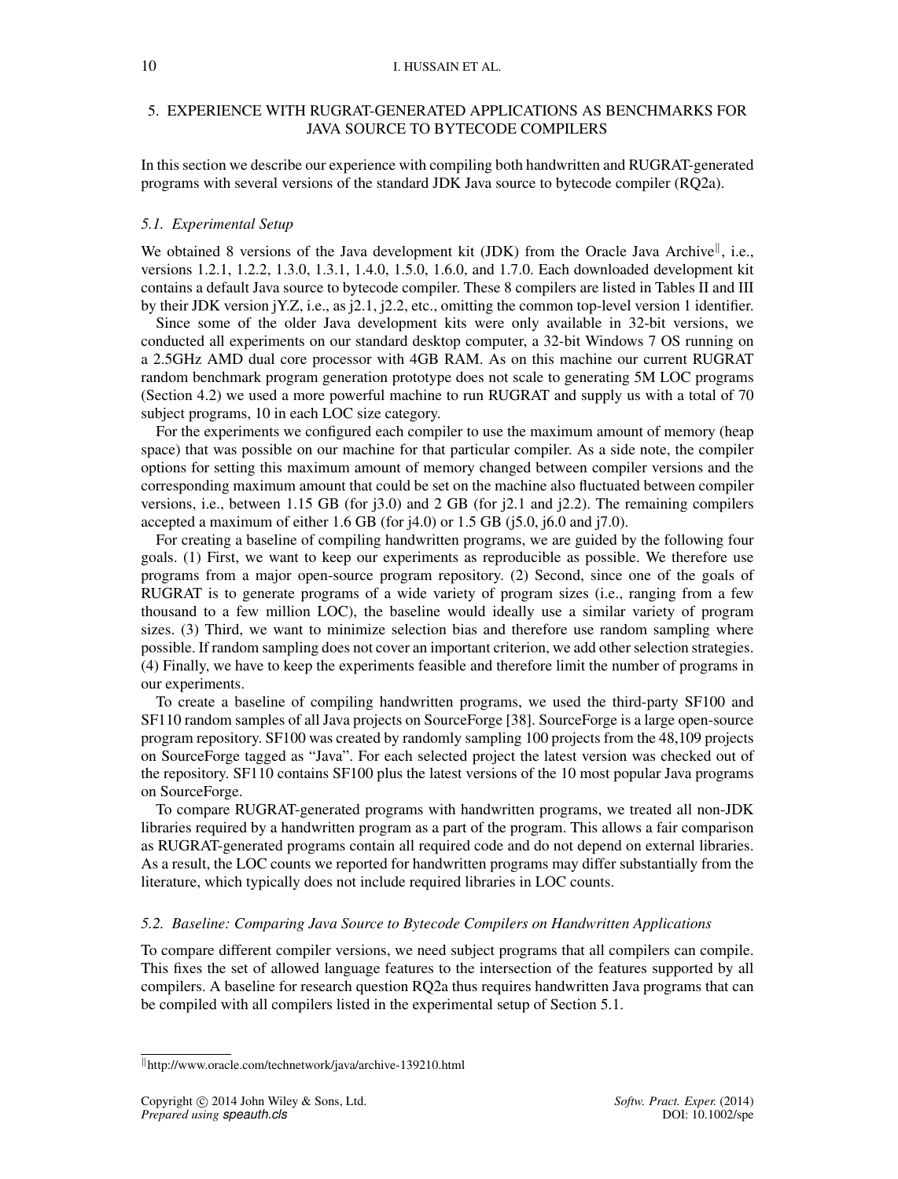## 5. EXPERIENCE WITH RUGRAT-GENERATED APPLICATIONS AS BENCHMARKS FOR JAVA SOURCE TO BYTECODE COMPILERS

In this section we describe our experience with compiling both handwritten and RUGRAT-generated programs with several versions of the standard JDK Java source to bytecode compiler (RQ2a).

### 5.1. Experimental Setup

We obtained 8 versions of the Java development kit (JDK) from the Oracle Java Archive[‖], i.e., versions 1.2.1, 1.2.2, 1.3.0, 1.3.1, 1.4.0, 1.5.0, 1.6.0, and 1.7.0. Each downloaded development kit contains a default Java source to bytecode compiler. These 8 compilers are listed in Tables II and III by their JDK version jY.Z, i.e., as j2.1, j2.2, etc., omitting the common top-level version 1 identifier.

Since some of the older Java development kits were only available in 32-bit versions, we conducted all experiments on our standard desktop computer, a 32-bit Windows 7 OS running on a 2.5GHz AMD dual core processor with 4GB RAM. As on this machine our current RUGRAT random benchmark program generation prototype does not scale to generating 5M LOC programs (Section 4.2) we used a more powerful machine to run RUGRAT and supply us with a total of 70 subject programs, 10 in each LOC size category.

For the experiments we configured each compiler to use the maximum amount of memory (heap space) that was possible on our machine for that particular compiler. As a side note, the compiler options for setting this maximum amount of memory changed between compiler versions and the corresponding maximum amount that could be set on the machine also fluctuated between compiler versions, i.e., between 1.15 GB (for j3.0) and 2 GB (for j2.1 and j2.2). The remaining compilers accepted a maximum of either 1.6 GB (for j4.0) or 1.5 GB (j5.0, j6.0 and j7.0).

For creating a baseline of compiling handwritten programs, we are guided by the following four goals. (1) First, we want to keep our experiments as reproducible as possible. We therefore use programs from a major open-source program repository. (2) Second, since one of the goals of RUGRAT is to generate programs of a wide variety of program sizes (i.e., ranging from a few thousand to a few million LOC), the baseline would ideally use a similar variety of program sizes. (3) Third, we want to minimize selection bias and therefore use random sampling where possible. If random sampling does not cover an important criterion, we add other selection strategies. (4) Finally, we have to keep the experiments feasible and therefore limit the number of programs in our experiments.

To create a baseline of compiling handwritten programs, we used the third-party SF100 and SF110 random samples of all Java projects on SourceForge [38]. SourceForge is a large open-source program repository. SF100 was created by randomly sampling 100 projects from the 48,109 projects on SourceForge tagged as "Java". For each selected project the latest version was checked out of the repository. SF110 contains SF100 plus the latest versions of the 10 most popular Java programs on SourceForge.

To compare RUGRAT-generated programs with handwritten programs, we treated all non-JDK libraries required by a handwritten program as a part of the program. This allows a fair comparison as RUGRAT-generated programs contain all required code and do not depend on external libraries. As a result, the LOC counts we reported for handwritten programs may differ substantially from the literature, which typically does not include required libraries in LOC counts.

### 5.2. Baseline: Comparing Java Source to Bytecode Compilers on Handwritten Applications

To compare different compiler versions, we need subject programs that all compilers can compile. This fixes the set of allowed language features to the intersection of the features supported by all compilers. A baseline for research question RQ2a thus requires handwritten Java programs that can be compiled with all compilers listed in the experimental setup of Section 5.1.

[‖]http://www.oracle.com/technetwork/java/archive-139210.html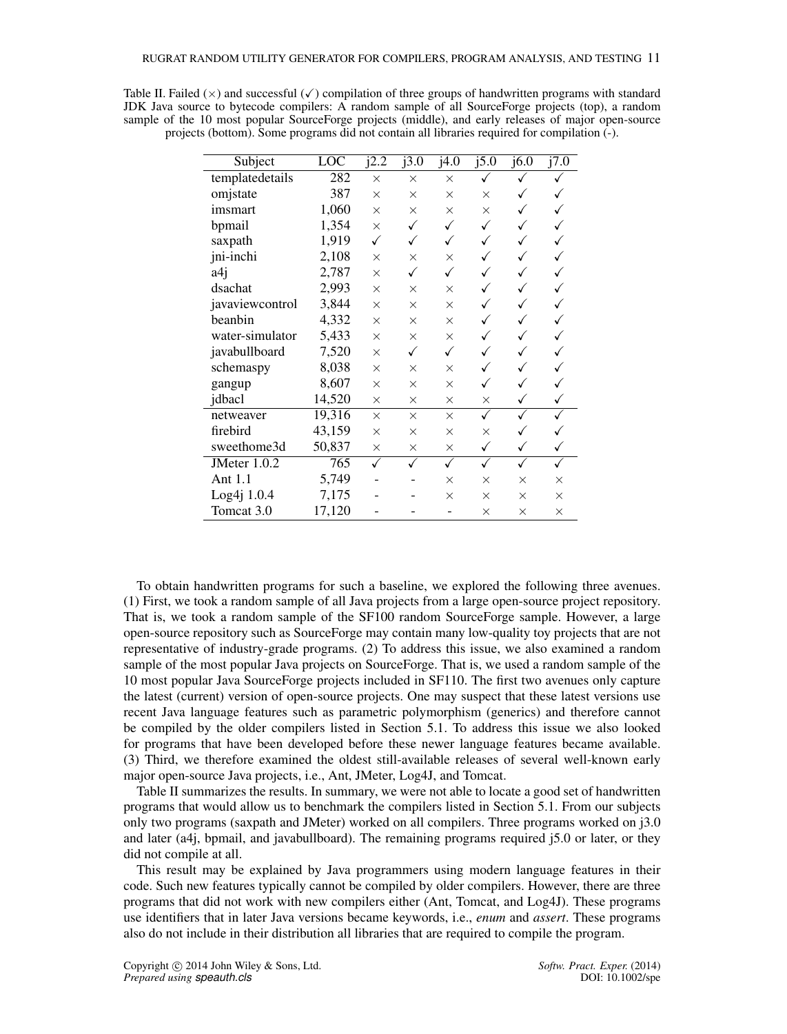Table II. Failed (×) and successful (✓) compilation of three groups of handwritten programs with standard JDK Java source to bytecode compilers: A random sample of all SourceForge projects (top), a random sample of the 10 most popular SourceForge projects (middle), and early releases of major open-source projects (bottom). Some programs did not contain all libraries required for compilation (-).

| Subject | LOC | j2.2 | j3.0 | j4.0 | j5.0 | j6.0 | j7.0 |
|---|---|---|---|---|---|---|---|
| templatedetails | 282 | × | × | × | ✓ | ✓ | ✓ |
| omjstate | 387 | × | × | × | × | ✓ | ✓ |
| imsmart | 1,060 | × | × | × | × | ✓ | ✓ |
| bpmail | 1,354 | × | ✓ | ✓ | ✓ | ✓ | ✓ |
| saxpath | 1,919 | ✓ | ✓ | ✓ | ✓ | ✓ | ✓ |
| jni-inchi | 2,108 | × | × | × | ✓ | ✓ | ✓ |
| a4j | 2,787 | × | ✓ | ✓ | ✓ | ✓ | ✓ |
| dsachat | 2,993 | × | × | × | ✓ | ✓ | ✓ |
| javaviewcontrol | 3,844 | × | × | × | ✓ | ✓ | ✓ |
| beanbin | 4,332 | × | × | × | ✓ | ✓ | ✓ |
| water-simulator | 5,433 | × | × | × | ✓ | ✓ | ✓ |
| javabullboard | 7,520 | × | ✓ | ✓ | ✓ | ✓ | ✓ |
| schemaspy | 8,038 | × | × | × | ✓ | ✓ | ✓ |
| gangup | 8,607 | × | × | × | ✓ | ✓ | ✓ |
| jdbacl | 14,520 | × | × | × | × | ✓ | ✓ |
| netweaver | 19,316 | × | × | × | ✓ | ✓ | ✓ |
| firebird | 43,159 | × | × | × | × | ✓ | ✓ |
| sweethome3d | 50,837 | × | × | × | ✓ | ✓ | ✓ |
| JMeter 1.0.2 | 765 | ✓ | ✓ | ✓ | ✓ | ✓ | ✓ |
| Ant 1.1 | 5,749 | - | - | × | × | × | × |
| Log4j 1.0.4 | 7,175 | - | - | × | × | × | × |
| Tomcat 3.0 | 17,120 | - | - | - | × | × | × |

To obtain handwritten programs for such a baseline, we explored the following three avenues. (1) First, we took a random sample of all Java projects from a large open-source project repository. That is, we took a random sample of the SF100 random SourceForge sample. However, a large open-source repository such as SourceForge may contain many low-quality toy projects that are not representative of industry-grade programs. (2) To address this issue, we also examined a random sample of the most popular Java projects on SourceForge. That is, we used a random sample of the 10 most popular Java SourceForge projects included in SF110. The first two avenues only capture the latest (current) version of open-source projects. One may suspect that these latest versions use recent Java language features such as parametric polymorphism (generics) and therefore cannot be compiled by the older compilers listed in Section 5.1. To address this issue we also looked for programs that have been developed before these newer language features became available. (3) Third, we therefore examined the oldest still-available releases of several well-known early major open-source Java projects, i.e., Ant, JMeter, Log4J, and Tomcat.

Table II summarizes the results. In summary, we were not able to locate a good set of handwritten programs that would allow us to benchmark the compilers listed in Section 5.1. From our subjects only two programs (saxpath and JMeter) worked on all compilers. Three programs worked on j3.0 and later (a4j, bpmail, and javabullboard). The remaining programs required j5.0 or later, or they did not compile at all.

This result may be explained by Java programmers using modern language features in their code. Such new features typically cannot be compiled by older compilers. However, there are three programs that did not work with new compilers either (Ant, Tomcat, and Log4J). These programs use identifiers that in later Java versions became keywords, i.e., *enum* and *assert*. These programs also do not include in their distribution all libraries that are required to compile the program.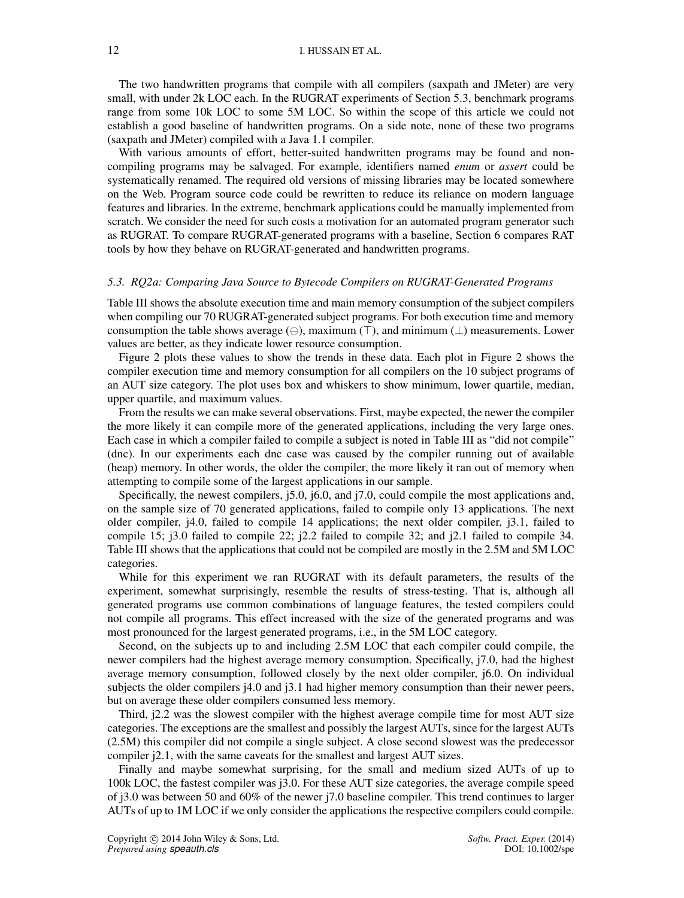The two handwritten programs that compile with all compilers (saxpath and JMeter) are very small, with under 2k LOC each. In the RUGRAT experiments of Section 5.3, benchmark programs range from some 10k LOC to some 5M LOC. So within the scope of this article we could not establish a good baseline of handwritten programs. On a side note, none of these two programs (saxpath and JMeter) compiled with a Java 1.1 compiler.

With various amounts of effort, better-suited handwritten programs may be found and non-compiling programs may be salvaged. For example, identifiers named *enum* or *assert* could be systematically renamed. The required old versions of missing libraries may be located somewhere on the Web. Program source code could be rewritten to reduce its reliance on modern language features and libraries. In the extreme, benchmark applications could be manually implemented from scratch. We consider the need for such costs a motivation for an automated program generator such as RUGRAT. To compare RUGRAT-generated programs with a baseline, Section 6 compares RAT tools by how they behave on RUGRAT-generated and handwritten programs.

### *5.3. RQ2a: Comparing Java Source to Bytecode Compilers on RUGRAT-Generated Programs*

Table III shows the absolute execution time and main memory consumption of the subject compilers when compiling our 70 RUGRAT-generated subject programs. For both execution time and memory consumption the table shows average ($\ominus$), maximum ($\top$), and minimum ($\bot$) measurements. Lower values are better, as they indicate lower resource consumption.

Figure 2 plots these values to show the trends in these data. Each plot in Figure 2 shows the compiler execution time and memory consumption for all compilers on the 10 subject programs of an AUT size category. The plot uses box and whiskers to show minimum, lower quartile, median, upper quartile, and maximum values.

From the results we can make several observations. First, maybe expected, the newer the compiler the more likely it can compile more of the generated applications, including the very large ones. Each case in which a compiler failed to compile a subject is noted in Table III as "did not compile" (dnc). In our experiments each dnc case was caused by the compiler running out of available (heap) memory. In other words, the older the compiler, the more likely it ran out of memory when attempting to compile some of the largest applications in our sample.

Specifically, the newest compilers, j5.0, j6.0, and j7.0, could compile the most applications and, on the sample size of 70 generated applications, failed to compile only 13 applications. The next older compiler, j4.0, failed to compile 14 applications; the next older compiler, j3.1, failed to compile 15; j3.0 failed to compile 22; j2.2 failed to compile 32; and j2.1 failed to compile 34. Table III shows that the applications that could not be compiled are mostly in the 2.5M and 5M LOC categories.

While for this experiment we ran RUGRAT with its default parameters, the results of the experiment, somewhat surprisingly, resemble the results of stress-testing. That is, although all generated programs use common combinations of language features, the tested compilers could not compile all programs. This effect increased with the size of the generated programs and was most pronounced for the largest generated programs, i.e., in the 5M LOC category.

Second, on the subjects up to and including 2.5M LOC that each compiler could compile, the newer compilers had the highest average memory consumption. Specifically, j7.0, had the highest average memory consumption, followed closely by the next older compiler, j6.0. On individual subjects the older compilers j4.0 and j3.1 had higher memory consumption than their newer peers, but on average these older compilers consumed less memory.

Third, j2.2 was the slowest compiler with the highest average compile time for most AUT size categories. The exceptions are the smallest and possibly the largest AUTs, since for the largest AUTs (2.5M) this compiler did not compile a single subject. A close second slowest was the predecessor compiler j2.1, with the same caveats for the smallest and largest AUT sizes.

Finally and maybe somewhat surprising, for the small and medium sized AUTs of up to 100k LOC, the fastest compiler was j3.0. For these AUT size categories, the average compile speed of j3.0 was between 50 and 60% of the newer j7.0 baseline compiler. This trend continues to larger AUTs of up to 1M LOC if we only consider the applications the respective compilers could compile.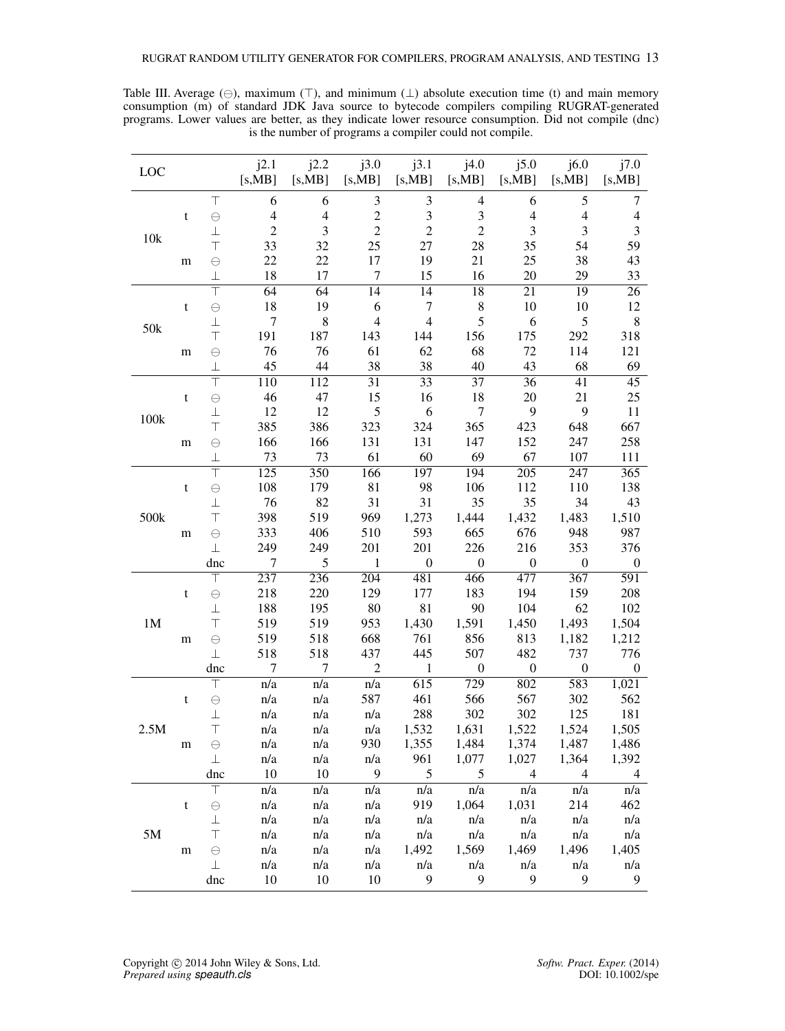Table III. Average (⊖), maximum (⊤), and minimum (⊥) absolute execution time (t) and main memory consumption (m) of standard JDK Java source to bytecode compilers compiling RUGRAT-generated programs. Lower values are better, as they indicate lower resource consumption. Did not compile (dnc) is the number of programs a compiler could not compile.

| LOC | | | j2.1 [s,MB] | j2.2 [s,MB] | j3.0 [s,MB] | j3.1 [s,MB] | j4.0 [s,MB] | j5.0 [s,MB] | j6.0 [s,MB] | j7.0 [s,MB] |
|---|---|---|---|---|---|---|---|---|---|---|
| 10k | t | ⊤ | 6 | 6 | 3 | 3 | 4 | 6 | 5 | 7 |
| | | ⊖ | 4 | 4 | 2 | 3 | 3 | 4 | 4 | 4 |
| | | ⊥ | 2 | 3 | 2 | 2 | 2 | 3 | 3 | 3 |
| | m | ⊤ | 33 | 32 | 25 | 27 | 28 | 35 | 54 | 59 |
| | | ⊖ | 22 | 22 | 17 | 19 | 21 | 25 | 38 | 43 |
| | | ⊥ | 18 | 17 | 7 | 15 | 16 | 20 | 29 | 33 |
| 50k | t | ⊤ | 64 | 64 | 14 | 14 | 18 | 21 | 19 | 26 |
| | | ⊖ | 18 | 19 | 6 | 7 | 8 | 10 | 10 | 12 |
| | | ⊥ | 7 | 8 | 4 | 4 | 5 | 6 | 5 | 8 |
| | m | ⊤ | 191 | 187 | 143 | 144 | 156 | 175 | 292 | 318 |
| | | ⊖ | 76 | 76 | 61 | 62 | 68 | 72 | 114 | 121 |
| | | ⊥ | 45 | 44 | 38 | 38 | 40 | 43 | 68 | 69 |
| 100k | t | ⊤ | 110 | 112 | 31 | 33 | 37 | 36 | 41 | 45 |
| | | ⊖ | 46 | 47 | 15 | 16 | 18 | 20 | 21 | 25 |
| | | ⊥ | 12 | 12 | 5 | 6 | 7 | 9 | 9 | 11 |
| | m | ⊤ | 385 | 386 | 323 | 324 | 365 | 423 | 648 | 667 |
| | | ⊖ | 166 | 166 | 131 | 131 | 147 | 152 | 247 | 258 |
| | | ⊥ | 73 | 73 | 61 | 60 | 69 | 67 | 107 | 111 |
| 500k | t | ⊤ | 125 | 350 | 166 | 197 | 194 | 205 | 247 | 365 |
| | | ⊖ | 108 | 179 | 81 | 98 | 106 | 112 | 110 | 138 |
| | | ⊥ | 76 | 82 | 31 | 31 | 35 | 35 | 34 | 43 |
| | m | ⊤ | 398 | 519 | 969 | 1,273 | 1,444 | 1,432 | 1,483 | 1,510 |
| | | ⊖ | 333 | 406 | 510 | 593 | 665 | 676 | 948 | 987 |
| | | ⊥ | 249 | 249 | 201 | 201 | 226 | 216 | 353 | 376 |
| | | dnc | 7 | 5 | 1 | 0 | 0 | 0 | 0 | 0 |
| 1M | t | ⊤ | 237 | 236 | 204 | 481 | 466 | 477 | 367 | 591 |
| | | ⊖ | 218 | 220 | 129 | 177 | 183 | 194 | 159 | 208 |
| | | ⊥ | 188 | 195 | 80 | 81 | 90 | 104 | 62 | 102 |
| | m | ⊤ | 519 | 519 | 953 | 1,430 | 1,591 | 1,450 | 1,493 | 1,504 |
| | | ⊖ | 519 | 518 | 668 | 761 | 856 | 813 | 1,182 | 1,212 |
| | | ⊥ | 518 | 518 | 437 | 445 | 507 | 482 | 737 | 776 |
| | | dnc | 7 | 7 | 2 | 1 | 0 | 0 | 0 | 0 |
| 2.5M | t | ⊤ | n/a | n/a | n/a | 615 | 729 | 802 | 583 | 1,021 |
| | | ⊖ | n/a | n/a | 587 | 461 | 566 | 567 | 302 | 562 |
| | | ⊥ | n/a | n/a | n/a | 288 | 302 | 302 | 125 | 181 |
| | m | ⊤ | n/a | n/a | n/a | 1,532 | 1,631 | 1,522 | 1,524 | 1,505 |
| | | ⊖ | n/a | n/a | 930 | 1,355 | 1,484 | 1,374 | 1,487 | 1,486 |
| | | ⊥ | n/a | n/a | n/a | 961 | 1,077 | 1,027 | 1,364 | 1,392 |
| | | dnc | 10 | 10 | 9 | 5 | 5 | 4 | 4 | 4 |
| 5M | t | ⊤ | n/a | n/a | n/a | n/a | n/a | n/a | n/a | n/a |
| | | ⊖ | n/a | n/a | n/a | 919 | 1,064 | 1,031 | 214 | 462 |
| | | ⊥ | n/a | n/a | n/a | n/a | n/a | n/a | n/a | n/a |
| | m | ⊤ | n/a | n/a | n/a | n/a | n/a | n/a | n/a | n/a |
| | | ⊖ | n/a | n/a | n/a | 1,492 | 1,569 | 1,469 | 1,496 | 1,405 |
| | | ⊥ | n/a | n/a | n/a | n/a | n/a | n/a | n/a | n/a |
| | | dnc | 10 | 10 | 10 | 9 | 9 | 9 | 9 | 9 |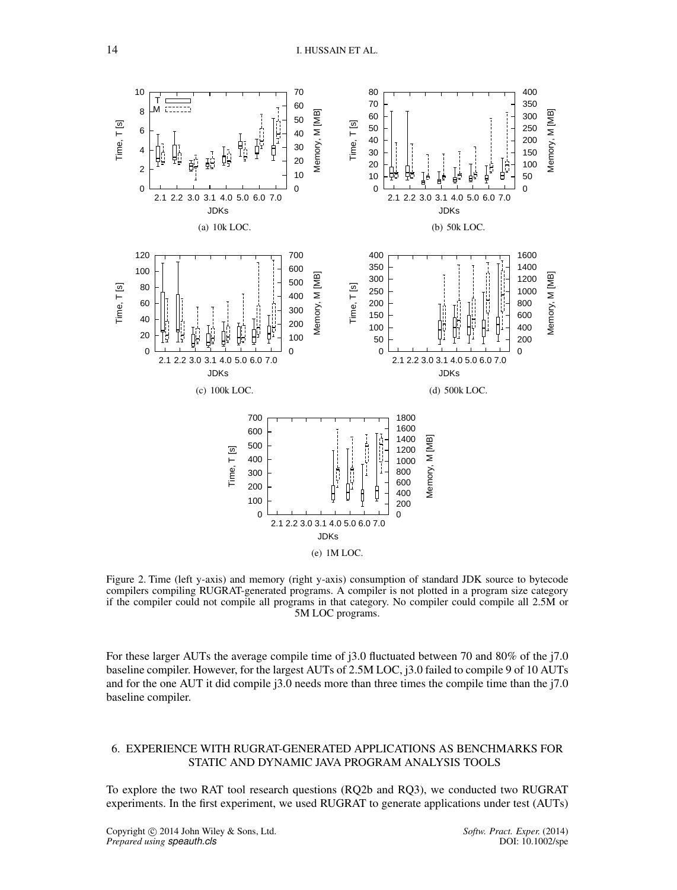(a) 10k LOC.

(b) 50k LOC.

(c) 100k LOC.

(d) 500k LOC.

(e) 1M LOC.

Figure 2. Time (left y-axis) and memory (right y-axis) consumption of standard JDK source to bytecode compilers compiling RUGRAT-generated programs. A compiler is not plotted in a program size category if the compiler could not compile all programs in that category. No compiler could compile all 2.5M or 5M LOC programs.

For these larger AUTs the average compile time of j3.0 fluctuated between 70 and 80% of the j7.0 baseline compiler. However, for the largest AUTs of 2.5M LOC, j3.0 failed to compile 9 of 10 AUTs and for the one AUT it did compile j3.0 needs more than three times the compile time than the j7.0 baseline compiler.

## 6. EXPERIENCE WITH RUGRAT-GENERATED APPLICATIONS AS BENCHMARKS FOR STATIC AND DYNAMIC JAVA PROGRAM ANALYSIS TOOLS

To explore the two RAT tool research questions (RQ2b and RQ3), we conducted two RUGRAT experiments. In the first experiment, we used RUGRAT to generate applications under test (AUTs)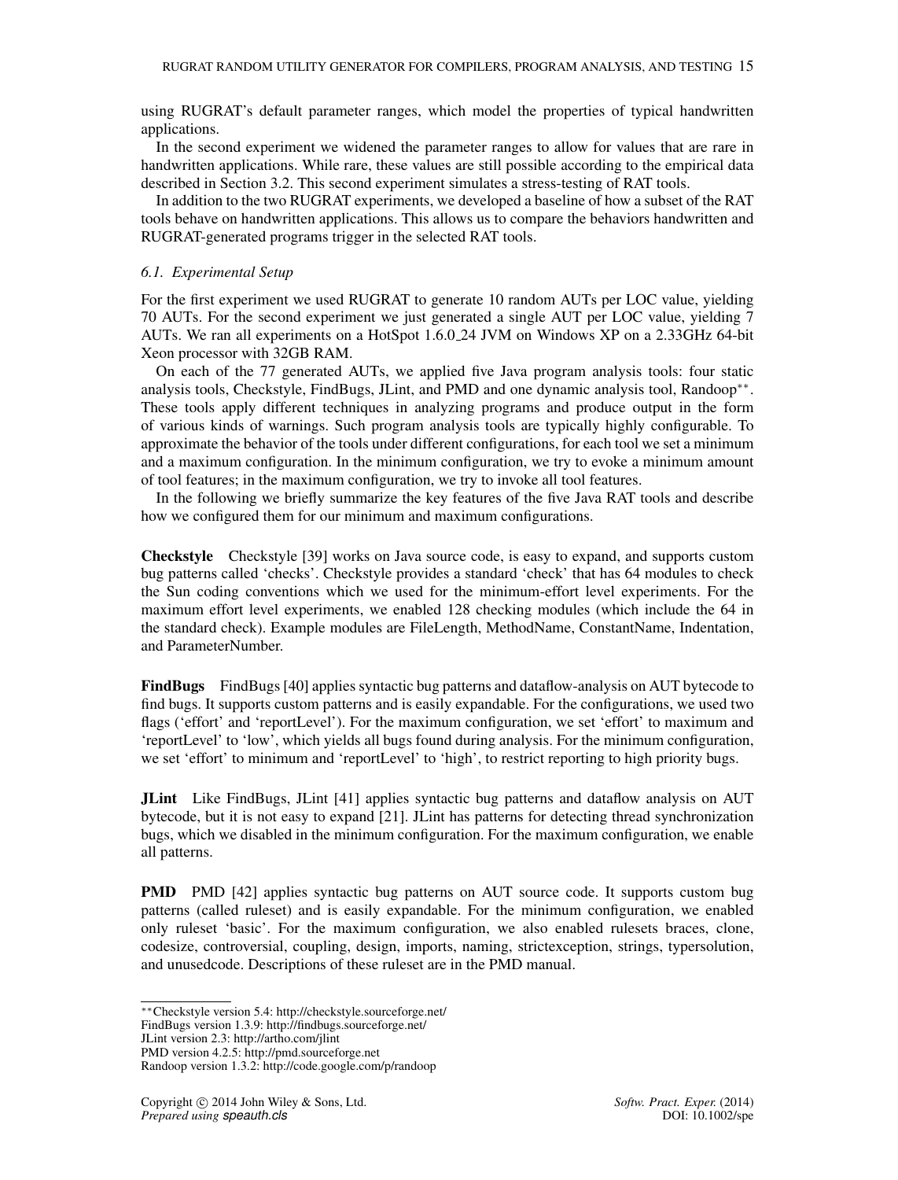using RUGRAT's default parameter ranges, which model the properties of typical handwritten applications.

In the second experiment we widened the parameter ranges to allow for values that are rare in handwritten applications. While rare, these values are still possible according to the empirical data described in Section 3.2. This second experiment simulates a stress-testing of RAT tools.

In addition to the two RUGRAT experiments, we developed a baseline of how a subset of the RAT tools behave on handwritten applications. This allows us to compare the behaviors handwritten and RUGRAT-generated programs trigger in the selected RAT tools.

### *6.1. Experimental Setup*

For the first experiment we used RUGRAT to generate 10 random AUTs per LOC value, yielding 70 AUTs. For the second experiment we just generated a single AUT per LOC value, yielding 7 AUTs. We ran all experiments on a HotSpot 1.6.0_24 JVM on Windows XP on a 2.33GHz 64-bit Xeon processor with 32GB RAM.

On each of the 77 generated AUTs, we applied five Java program analysis tools: four static analysis tools, Checkstyle, FindBugs, JLint, and PMD and one dynamic analysis tool, Randoop[**]. These tools apply different techniques in analyzing programs and produce output in the form of various kinds of warnings. Such program analysis tools are typically highly configurable. To approximate the behavior of the tools under different configurations, for each tool we set a minimum and a maximum configuration. In the minimum configuration, we try to evoke a minimum amount of tool features; in the maximum configuration, we try to invoke all tool features.

In the following we briefly summarize the key features of the five Java RAT tools and describe how we configured them for our minimum and maximum configurations.

**Checkstyle** Checkstyle [39] works on Java source code, is easy to expand, and supports custom bug patterns called 'checks'. Checkstyle provides a standard 'check' that has 64 modules to check the Sun coding conventions which we used for the minimum-effort level experiments. For the maximum effort level experiments, we enabled 128 checking modules (which include the 64 in the standard check). Example modules are FileLength, MethodName, ConstantName, Indentation, and ParameterNumber.

**FindBugs** FindBugs [40] applies syntactic bug patterns and dataflow-analysis on AUT bytecode to find bugs. It supports custom patterns and is easily expandable. For the configurations, we used two flags ('effort' and 'reportLevel'). For the maximum configuration, we set 'effort' to maximum and 'reportLevel' to 'low', which yields all bugs found during analysis. For the minimum configuration, we set 'effort' to minimum and 'reportLevel' to 'high', to restrict reporting to high priority bugs.

**JLint** Like FindBugs, JLint [41] applies syntactic bug patterns and dataflow analysis on AUT bytecode, but it is not easy to expand [21]. JLint has patterns for detecting thread synchronization bugs, which we disabled in the minimum configuration. For the maximum configuration, we enable all patterns.

**PMD** PMD [42] applies syntactic bug patterns on AUT source code. It supports custom bug patterns (called ruleset) and is easily expandable. For the minimum configuration, we enabled only ruleset 'basic'. For the maximum configuration, we also enabled rulesets braces, clone, codesize, controversial, coupling, design, imports, naming, strictexception, strings, typersolution, and unusedcode. Descriptions of these ruleset are in the PMD manual.

---

[**] Checkstyle version 5.4: http://checkstyle.sourceforge.net/
FindBugs version 1.3.9: http://findbugs.sourceforge.net/
JLint version 2.3: http://artho.com/jlint
PMD version 4.2.5: http://pmd.sourceforge.net
Randoop version 1.3.2: http://code.google.com/p/randoop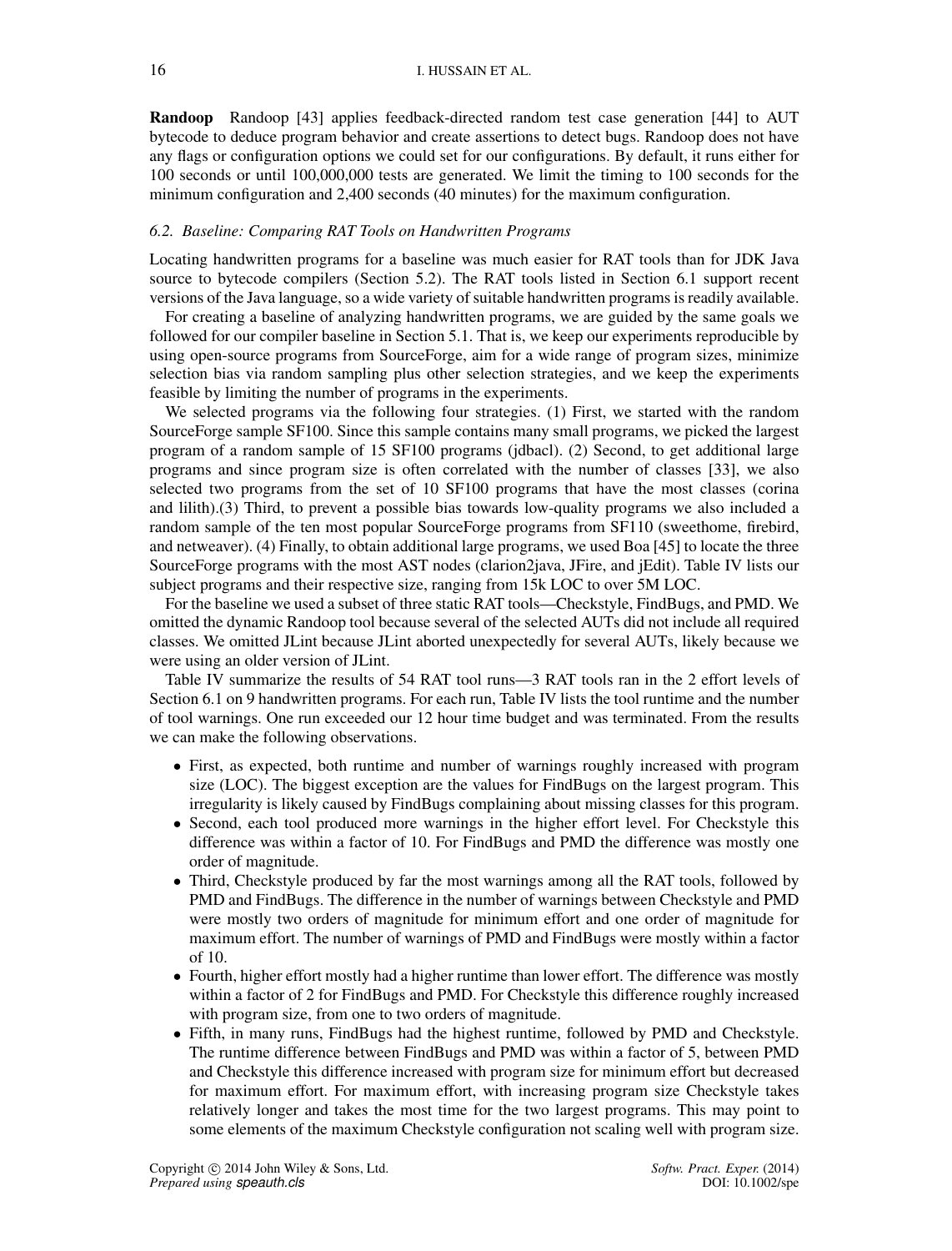**Randoop** Randoop [43] applies feedback-directed random test case generation [44] to AUT bytecode to deduce program behavior and create assertions to detect bugs. Randoop does not have any flags or configuration options we could set for our configurations. By default, it runs either for 100 seconds or until 100,000,000 tests are generated. We limit the timing to 100 seconds for the minimum configuration and 2,400 seconds (40 minutes) for the maximum configuration.

### *6.2. Baseline: Comparing RAT Tools on Handwritten Programs*

Locating handwritten programs for a baseline was much easier for RAT tools than for JDK Java source to bytecode compilers (Section 5.2). The RAT tools listed in Section 6.1 support recent versions of the Java language, so a wide variety of suitable handwritten programs is readily available.

For creating a baseline of analyzing handwritten programs, we are guided by the same goals we followed for our compiler baseline in Section 5.1. That is, we keep our experiments reproducible by using open-source programs from SourceForge, aim for a wide range of program sizes, minimize selection bias via random sampling plus other selection strategies, and we keep the experiments feasible by limiting the number of programs in the experiments.

We selected programs via the following four strategies. (1) First, we started with the random SourceForge sample SF100. Since this sample contains many small programs, we picked the largest program of a random sample of 15 SF100 programs (jdbacl). (2) Second, to get additional large programs and since program size is often correlated with the number of classes [33], we also selected two programs from the set of 10 SF100 programs that have the most classes (corina and lilith).(3) Third, to prevent a possible bias towards low-quality programs we also included a random sample of the ten most popular SourceForge programs from SF110 (sweethome, firebird, and netweaver). (4) Finally, to obtain additional large programs, we used Boa [45] to locate the three SourceForge programs with the most AST nodes (clarion2java, JFire, and jEdit). Table IV lists our subject programs and their respective size, ranging from 15k LOC to over 5M LOC.

For the baseline we used a subset of three static RAT tools—Checkstyle, FindBugs, and PMD. We omitted the dynamic Randoop tool because several of the selected AUTs did not include all required classes. We omitted JLint because JLint aborted unexpectedly for several AUTs, likely because we were using an older version of JLint.

Table IV summarize the results of 54 RAT tool runs—3 RAT tools ran in the 2 effort levels of Section 6.1 on 9 handwritten programs. For each run, Table IV lists the tool runtime and the number of tool warnings. One run exceeded our 12 hour time budget and was terminated. From the results we can make the following observations.

- First, as expected, both runtime and number of warnings roughly increased with program size (LOC). The biggest exception are the values for FindBugs on the largest program. This irregularity is likely caused by FindBugs complaining about missing classes for this program.
- Second, each tool produced more warnings in the higher effort level. For Checkstyle this difference was within a factor of 10. For FindBugs and PMD the difference was mostly one order of magnitude.
- Third, Checkstyle produced by far the most warnings among all the RAT tools, followed by PMD and FindBugs. The difference in the number of warnings between Checkstyle and PMD were mostly two orders of magnitude for minimum effort and one order of magnitude for maximum effort. The number of warnings of PMD and FindBugs were mostly within a factor of 10.
- Fourth, higher effort mostly had a higher runtime than lower effort. The difference was mostly within a factor of 2 for FindBugs and PMD. For Checkstyle this difference roughly increased with program size, from one to two orders of magnitude.
- Fifth, in many runs, FindBugs had the highest runtime, followed by PMD and Checkstyle. The runtime difference between FindBugs and PMD was within a factor of 5, between PMD and Checkstyle this difference increased with program size for minimum effort but decreased for maximum effort. For maximum effort, with increasing program size Checkstyle takes relatively longer and takes the most time for the two largest programs. This may point to some elements of the maximum Checkstyle configuration not scaling well with program size.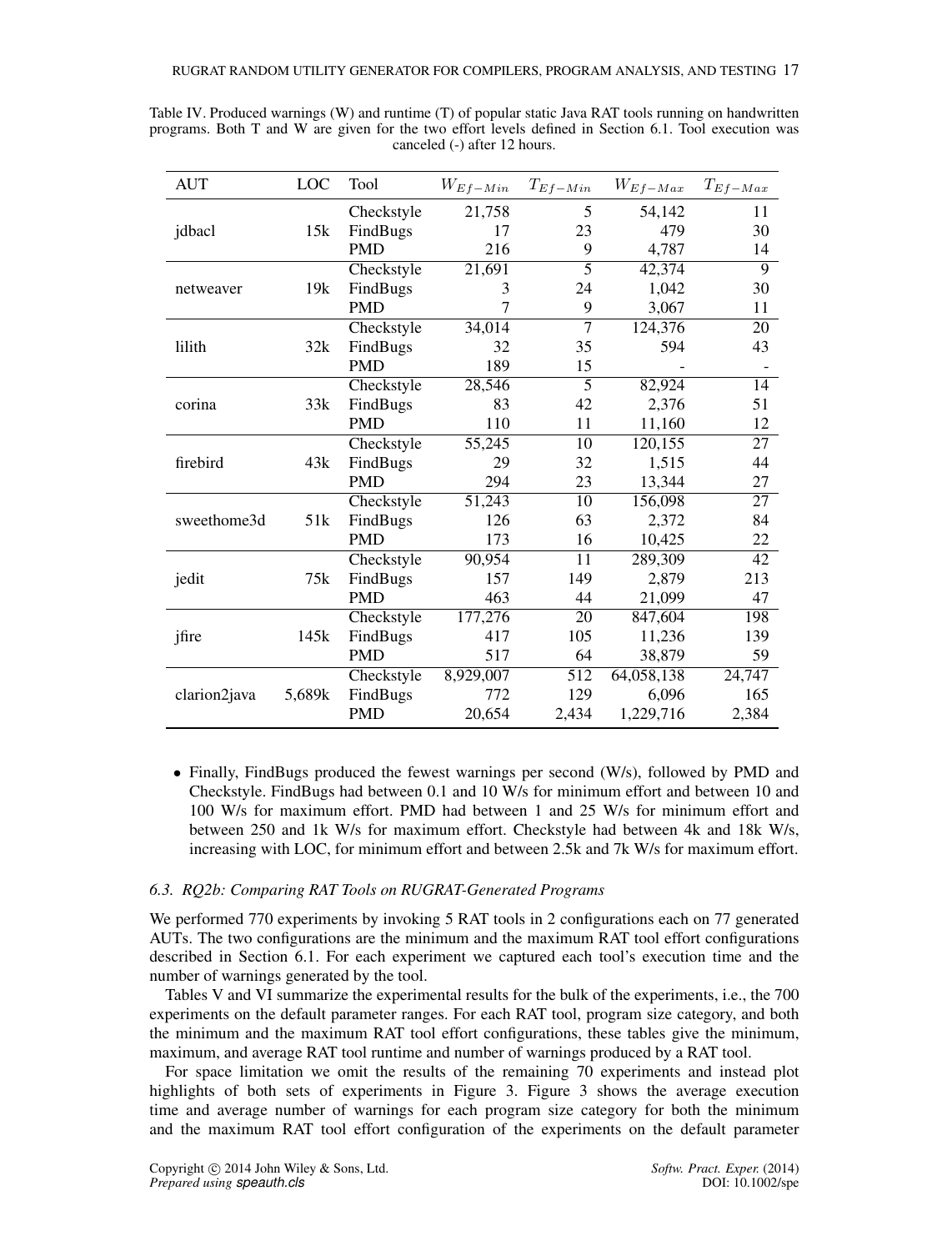Table IV. Produced warnings (W) and runtime (T) of popular static Java RAT tools running on handwritten programs. Both T and W are given for the two effort levels defined in Section 6.1. Tool execution was canceled (-) after 12 hours.

| AUT | LOC | Tool | $W_{Ef-Min}$ | $T_{Ef-Min}$ | $W_{Ef-Max}$ | $T_{Ef-Max}$ |
|---|---|---|---|---|---|---|
| jdbacl | 15k | Checkstyle | 21,758 | 5 | 54,142 | 11 |
| | | FindBugs | 17 | 23 | 479 | 30 |
| | | PMD | 216 | 9 | 4,787 | 14 |
| netweaver | 19k | Checkstyle | 21,691 | 5 | 42,374 | 9 |
| | | FindBugs | 3 | 24 | 1,042 | 30 |
| | | PMD | 7 | 9 | 3,067 | 11 |
| lilith | 32k | Checkstyle | 34,014 | 7 | 124,376 | 20 |
| | | FindBugs | 32 | 35 | 594 | 43 |
| | | PMD | 189 | 15 | - | - |
| corina | 33k | Checkstyle | 28,546 | 5 | 82,924 | 14 |
| | | FindBugs | 83 | 42 | 2,376 | 51 |
| | | PMD | 110 | 11 | 11,160 | 12 |
| firebird | 43k | Checkstyle | 55,245 | 10 | 120,155 | 27 |
| | | FindBugs | 29 | 32 | 1,515 | 44 |
| | | PMD | 294 | 23 | 13,344 | 27 |
| sweethome3d | 51k | Checkstyle | 51,243 | 10 | 156,098 | 27 |
| | | FindBugs | 126 | 63 | 2,372 | 84 |
| | | PMD | 173 | 16 | 10,425 | 22 |
| jedit | 75k | Checkstyle | 90,954 | 11 | 289,309 | 42 |
| | | FindBugs | 157 | 149 | 2,879 | 213 |
| | | PMD | 463 | 44 | 21,099 | 47 |
| jfire | 145k | Checkstyle | 177,276 | 20 | 847,604 | 198 |
| | | FindBugs | 417 | 105 | 11,236 | 139 |
| | | PMD | 517 | 64 | 38,879 | 59 |
| clarion2java | 5,689k | Checkstyle | 8,929,007 | 512 | 64,058,138 | 24,747 |
| | | FindBugs | 772 | 129 | 6,096 | 165 |
| | | PMD | 20,654 | 2,434 | 1,229,716 | 2,384 |

- Finally, FindBugs produced the fewest warnings per second (W/s), followed by PMD and Checkstyle. FindBugs had between 0.1 and 10 W/s for minimum effort and between 10 and 100 W/s for maximum effort. PMD had between 1 and 25 W/s for minimum effort and between 250 and 1k W/s for maximum effort. Checkstyle had between 4k and 18k W/s, increasing with LOC, for minimum effort and between 2.5k and 7k W/s for maximum effort.

### 6.3. RQ2b: Comparing RAT Tools on RUGRAT-Generated Programs

We performed 770 experiments by invoking 5 RAT tools in 2 configurations each on 77 generated AUTs. The two configurations are the minimum and the maximum RAT tool effort configurations described in Section 6.1. For each experiment we captured each tool's execution time and the number of warnings generated by the tool.

Tables V and VI summarize the experimental results for the bulk of the experiments, i.e., the 700 experiments on the default parameter ranges. For each RAT tool, program size category, and both the minimum and the maximum RAT tool effort configurations, these tables give the minimum, maximum, and average RAT tool runtime and number of warnings produced by a RAT tool.

For space limitation we omit the results of the remaining 70 experiments and instead plot highlights of both sets of experiments in Figure 3. Figure 3 shows the average execution time and average number of warnings for each program size category for both the minimum and the maximum RAT tool effort configuration of the experiments on the default parameter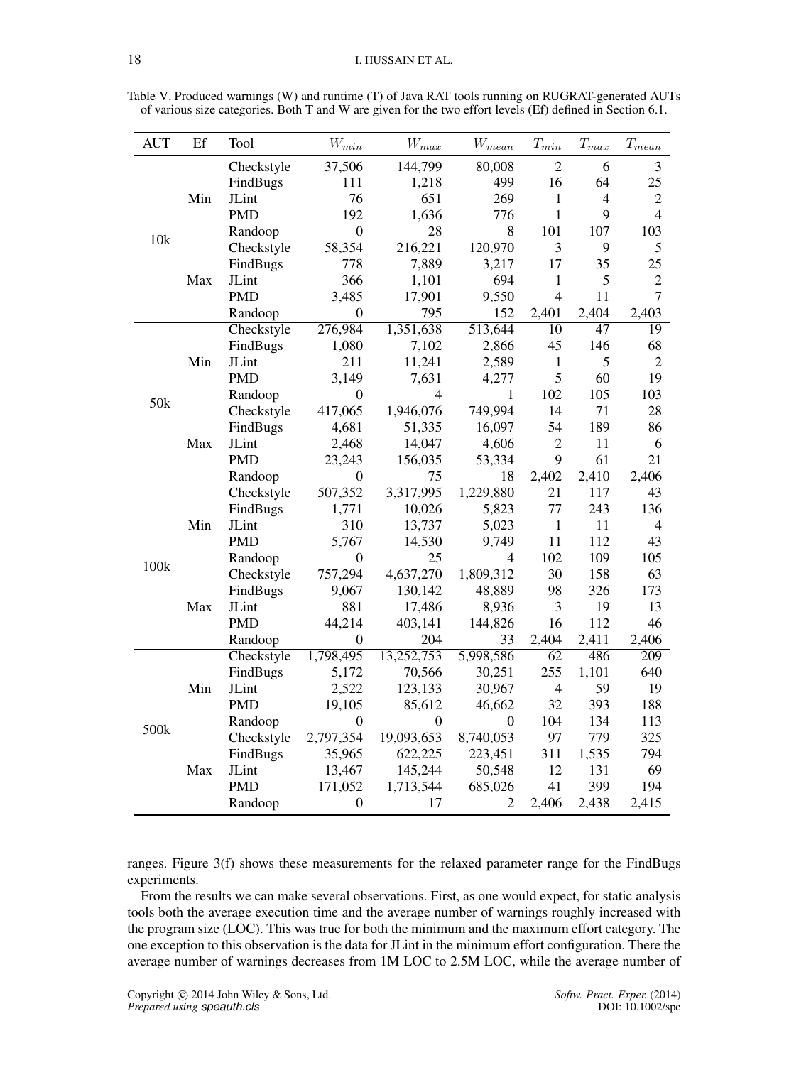Table V. Produced warnings (W) and runtime (T) of Java RAT tools running on RUGRAT-generated AUTs of various size categories. Both T and W are given for the two effort levels (Ef) defined in Section 6.1.

| AUT | Ef | Tool | $W_{min}$ | $W_{max}$ | $W_{mean}$ | $T_{min}$ | $T_{max}$ | $T_{mean}$ |
|---|---|---|---|---|---|---|---|---|
| 10k | Min | Checkstyle | 37,506 | 144,799 | 80,008 | 2 | 6 | 3 |
| | | FindBugs | 111 | 1,218 | 499 | 16 | 64 | 25 |
| | | JLint | 76 | 651 | 269 | 1 | 4 | 2 |
| | | PMD | 192 | 1,636 | 776 | 1 | 9 | 4 |
| | | Randoop | 0 | 28 | 8 | 101 | 107 | 103 |
| | Max | Checkstyle | 58,354 | 216,221 | 120,970 | 3 | 9 | 5 |
| | | FindBugs | 778 | 7,889 | 3,217 | 17 | 35 | 25 |
| | | JLint | 366 | 1,101 | 694 | 1 | 5 | 2 |
| | | PMD | 3,485 | 17,901 | 9,550 | 4 | 11 | 7 |
| | | Randoop | 0 | 795 | 152 | 2,401 | 2,404 | 2,403 |
| 50k | Min | Checkstyle | 276,984 | 1,351,638 | 513,644 | 10 | 47 | 19 |
| | | FindBugs | 1,080 | 7,102 | 2,866 | 45 | 146 | 68 |
| | | JLint | 211 | 11,241 | 2,589 | 1 | 5 | 2 |
| | | PMD | 3,149 | 7,631 | 4,277 | 5 | 60 | 19 |
| | | Randoop | 0 | 4 | 1 | 102 | 105 | 103 |
| | Max | Checkstyle | 417,065 | 1,946,076 | 749,994 | 14 | 71 | 28 |
| | | FindBugs | 4,681 | 51,335 | 16,097 | 54 | 189 | 86 |
| | | JLint | 2,468 | 14,047 | 4,606 | 2 | 11 | 6 |
| | | PMD | 23,243 | 156,035 | 53,334 | 9 | 61 | 21 |
| | | Randoop | 0 | 75 | 18 | 2,402 | 2,410 | 2,406 |
| 100k | Min | Checkstyle | 507,352 | 3,317,995 | 1,229,880 | 21 | 117 | 43 |
| | | FindBugs | 1,771 | 10,026 | 5,823 | 77 | 243 | 136 |
| | | JLint | 310 | 13,737 | 5,023 | 1 | 11 | 4 |
| | | PMD | 5,767 | 14,530 | 9,749 | 11 | 112 | 43 |
| | | Randoop | 0 | 25 | 4 | 102 | 109 | 105 |
| | Max | Checkstyle | 757,294 | 4,637,270 | 1,809,312 | 30 | 158 | 63 |
| | | FindBugs | 9,067 | 130,142 | 48,889 | 98 | 326 | 173 |
| | | JLint | 881 | 17,486 | 8,936 | 3 | 19 | 13 |
| | | PMD | 44,214 | 403,141 | 144,826 | 16 | 112 | 46 |
| | | Randoop | 0 | 204 | 33 | 2,404 | 2,411 | 2,406 |
| 500k | Min | Checkstyle | 1,798,495 | 13,252,753 | 5,998,586 | 62 | 486 | 209 |
| | | FindBugs | 5,172 | 70,566 | 30,251 | 255 | 1,101 | 640 |
| | | JLint | 2,522 | 123,133 | 30,967 | 4 | 59 | 19 |
| | | PMD | 19,105 | 85,612 | 46,662 | 32 | 393 | 188 |
| | | Randoop | 0 | 0 | 0 | 104 | 134 | 113 |
| | Max | Checkstyle | 2,797,354 | 19,093,653 | 8,740,053 | 97 | 779 | 325 |
| | | FindBugs | 35,965 | 622,225 | 223,451 | 311 | 1,535 | 794 |
| | | JLint | 13,467 | 145,244 | 50,548 | 12 | 131 | 69 |
| | | PMD | 171,052 | 1,713,544 | 685,026 | 41 | 399 | 194 |
| | | Randoop | 0 | 17 | 2 | 2,406 | 2,438 | 2,415 |

ranges. Figure 3(f) shows these measurements for the relaxed parameter range for the FindBugs experiments.

From the results we can make several observations. First, as one would expect, for static analysis tools both the average execution time and the average number of warnings roughly increased with the program size (LOC). This was true for both the minimum and the maximum effort category. The one exception to this observation is the data for JLint in the minimum effort configuration. There the average number of warnings decreases from 1M LOC to 2.5M LOC, while the average number of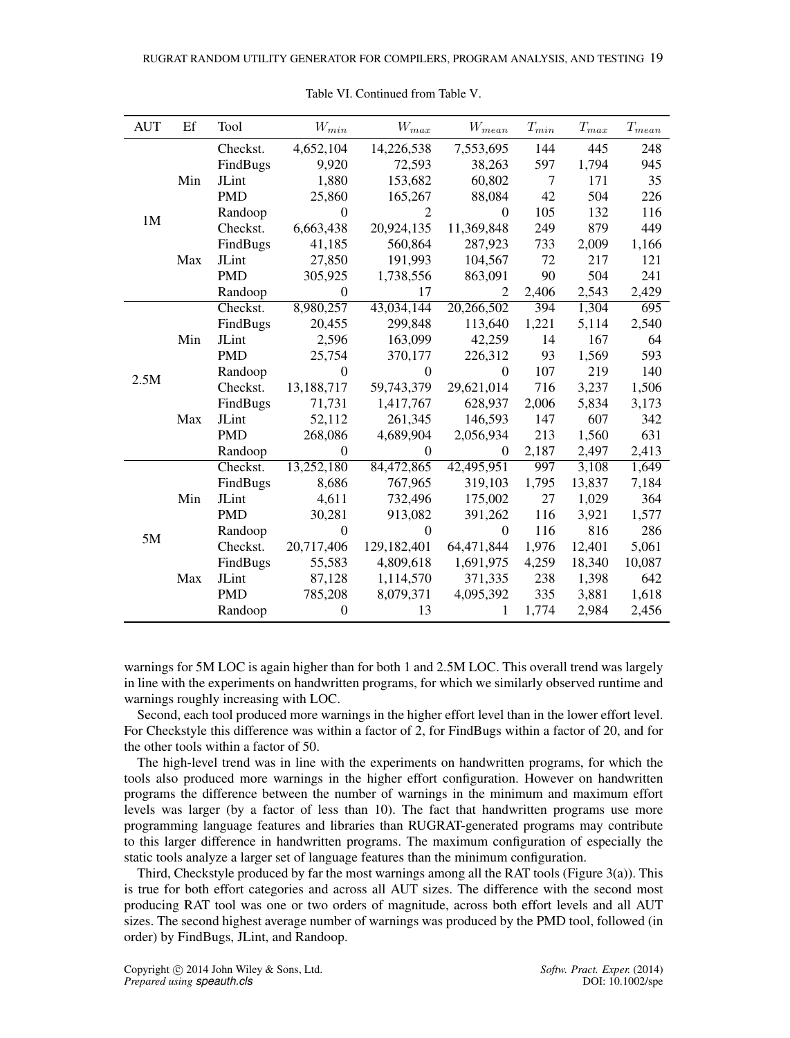Table VI. Continued from Table V.

| AUT | Ef | Tool | $W_{min}$ | $W_{max}$ | $W_{mean}$ | $T_{min}$ | $T_{max}$ | $T_{mean}$ |
|---|---|---|---|---|---|---|---|---|
| 1M | Min | Checkst. | 4,652,104 | 14,226,538 | 7,553,695 | 144 | 445 | 248 |
| | | FindBugs | 9,920 | 72,593 | 38,263 | 597 | 1,794 | 945 |
| | | JLint | 1,880 | 153,682 | 60,802 | 7 | 171 | 35 |
| | | PMD | 25,860 | 165,267 | 88,084 | 42 | 504 | 226 |
| | | Randoop | 0 | 2 | 0 | 105 | 132 | 116 |
| | Max | Checkst. | 6,663,438 | 20,924,135 | 11,369,848 | 249 | 879 | 449 |
| | | FindBugs | 41,185 | 560,864 | 287,923 | 733 | 2,009 | 1,166 |
| | | JLint | 27,850 | 191,993 | 104,567 | 72 | 217 | 121 |
| | | PMD | 305,925 | 1,738,556 | 863,091 | 90 | 504 | 241 |
| | | Randoop | 0 | 17 | 2 | 2,406 | 2,543 | 2,429 |
| 2.5M | Min | Checkst. | 8,980,257 | 43,034,144 | 20,266,502 | 394 | 1,304 | 695 |
| | | FindBugs | 20,455 | 299,848 | 113,640 | 1,221 | 5,114 | 2,540 |
| | | JLint | 2,596 | 163,099 | 42,259 | 14 | 167 | 64 |
| | | PMD | 25,754 | 370,177 | 226,312 | 93 | 1,569 | 593 |
| | | Randoop | 0 | 0 | 0 | 107 | 219 | 140 |
| | Max | Checkst. | 13,188,717 | 59,743,379 | 29,621,014 | 716 | 3,237 | 1,506 |
| | | FindBugs | 71,731 | 1,417,767 | 628,937 | 2,006 | 5,834 | 3,173 |
| | | JLint | 52,112 | 261,345 | 146,593 | 147 | 607 | 342 |
| | | PMD | 268,086 | 4,689,904 | 2,056,934 | 213 | 1,560 | 631 |
| | | Randoop | 0 | 0 | 0 | 2,187 | 2,497 | 2,413 |
| 5M | Min | Checkst. | 13,252,180 | 84,472,865 | 42,495,951 | 997 | 3,108 | 1,649 |
| | | FindBugs | 8,686 | 767,965 | 319,103 | 1,795 | 13,837 | 7,184 |
| | | JLint | 4,611 | 732,496 | 175,002 | 27 | 1,029 | 364 |
| | | PMD | 30,281 | 913,082 | 391,262 | 116 | 3,921 | 1,577 |
| | | Randoop | 0 | 0 | 0 | 116 | 816 | 286 |
| | Max | Checkst. | 20,717,406 | 129,182,401 | 64,471,844 | 1,976 | 12,401 | 5,061 |
| | | FindBugs | 55,583 | 4,809,618 | 1,691,975 | 4,259 | 18,340 | 10,087 |
| | | JLint | 87,128 | 1,114,570 | 371,335 | 238 | 1,398 | 642 |
| | | PMD | 785,208 | 8,079,371 | 4,095,392 | 335 | 3,881 | 1,618 |
| | | Randoop | 0 | 13 | 1 | 1,774 | 2,984 | 2,456 |

warnings for 5M LOC is again higher than for both 1 and 2.5M LOC. This overall trend was largely in line with the experiments on handwritten programs, for which we similarly observed runtime and warnings roughly increasing with LOC.

Second, each tool produced more warnings in the higher effort level than in the lower effort level. For Checkstyle this difference was within a factor of 2, for FindBugs within a factor of 20, and for the other tools within a factor of 50.

The high-level trend was in line with the experiments on handwritten programs, for which the tools also produced more warnings in the higher effort configuration. However on handwritten programs the difference between the number of warnings in the minimum and maximum effort levels was larger (by a factor of less than 10). The fact that handwritten programs use more programming language features and libraries than RUGRAT-generated programs may contribute to this larger difference in handwritten programs. The maximum configuration of especially the static tools analyze a larger set of language features than the minimum configuration.

Third, Checkstyle produced by far the most warnings among all the RAT tools (Figure 3(a)). This is true for both effort categories and across all AUT sizes. The difference with the second most producing RAT tool was one or two orders of magnitude, across both effort levels and all AUT sizes. The second highest average number of warnings was produced by the PMD tool, followed (in order) by FindBugs, JLint, and Randoop.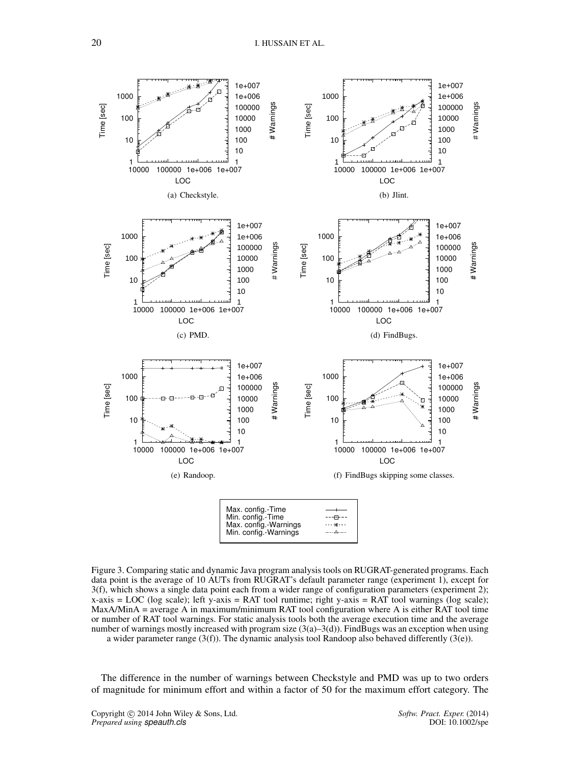(a) Checkstyle.

(b) Jlint.

(c) PMD.

(d) FindBugs.

(e) Randoop.

(f) FindBugs skipping some classes.

Figure 3. Comparing static and dynamic Java program analysis tools on RUGRAT-generated programs. Each data point is the average of 10 AUTs from RUGRAT's default parameter range (experiment 1), except for 3(f), which shows a single data point each from a wider range of configuration parameters (experiment 2); x-axis = LOC (log scale); left y-axis = RAT tool runtime; right y-axis = RAT tool warnings (log scale); MaxA/MinA = average A in maximum/minimum RAT tool configuration where A is either RAT tool time or number of RAT tool warnings. For static analysis tools both the average execution time and the average number of warnings mostly increased with program size (3(a)–3(d)). FindBugs was an exception when using a wider parameter range (3(f)). The dynamic analysis tool Randoop also behaved differently (3(e)).

The difference in the number of warnings between Checkstyle and PMD was up to two orders of magnitude for minimum effort and within a factor of 50 for the maximum effort category. The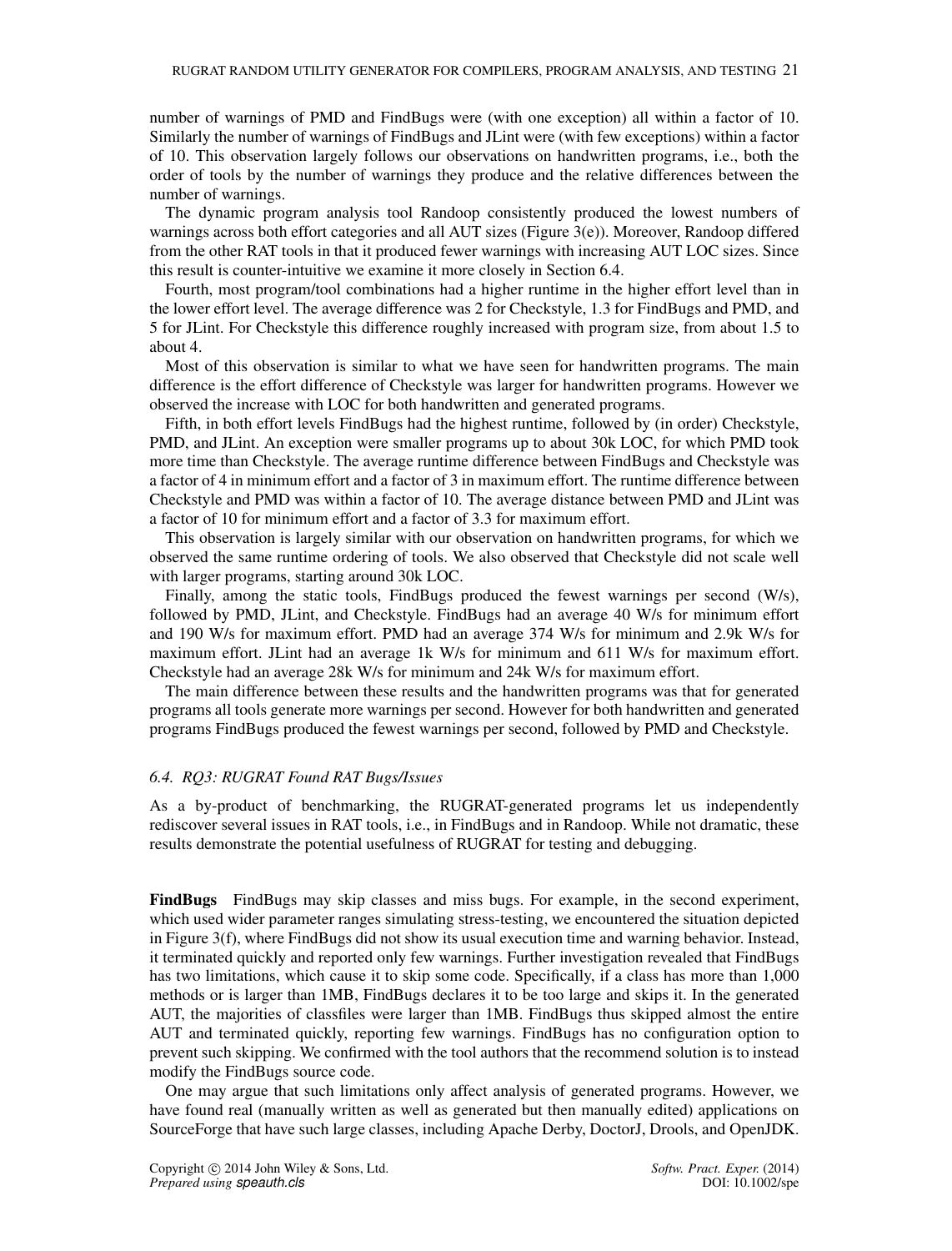number of warnings of PMD and FindBugs were (with one exception) all within a factor of 10. Similarly the number of warnings of FindBugs and JLint were (with few exceptions) within a factor of 10. This observation largely follows our observations on handwritten programs, i.e., both the order of tools by the number of warnings they produce and the relative differences between the number of warnings.

The dynamic program analysis tool Randoop consistently produced the lowest numbers of warnings across both effort categories and all AUT sizes (Figure 3(e)). Moreover, Randoop differed from the other RAT tools in that it produced fewer warnings with increasing AUT LOC sizes. Since this result is counter-intuitive we examine it more closely in Section 6.4.

Fourth, most program/tool combinations had a higher runtime in the higher effort level than in the lower effort level. The average difference was 2 for Checkstyle, 1.3 for FindBugs and PMD, and 5 for JLint. For Checkstyle this difference roughly increased with program size, from about 1.5 to about 4.

Most of this observation is similar to what we have seen for handwritten programs. The main difference is the effort difference of Checkstyle was larger for handwritten programs. However we observed the increase with LOC for both handwritten and generated programs.

Fifth, in both effort levels FindBugs had the highest runtime, followed by (in order) Checkstyle, PMD, and JLint. An exception were smaller programs up to about 30k LOC, for which PMD took more time than Checkstyle. The average runtime difference between FindBugs and Checkstyle was a factor of 4 in minimum effort and a factor of 3 in maximum effort. The runtime difference between Checkstyle and PMD was within a factor of 10. The average distance between PMD and JLint was a factor of 10 for minimum effort and a factor of 3.3 for maximum effort.

This observation is largely similar with our observation on handwritten programs, for which we observed the same runtime ordering of tools. We also observed that Checkstyle did not scale well with larger programs, starting around 30k LOC.

Finally, among the static tools, FindBugs produced the fewest warnings per second (W/s), followed by PMD, JLint, and Checkstyle. FindBugs had an average 40 W/s for minimum effort and 190 W/s for maximum effort. PMD had an average 374 W/s for minimum and 2.9k W/s for maximum effort. JLint had an average 1k W/s for minimum and 611 W/s for maximum effort. Checkstyle had an average 28k W/s for minimum and 24k W/s for maximum effort.

The main difference between these results and the handwritten programs was that for generated programs all tools generate more warnings per second. However for both handwritten and generated programs FindBugs produced the fewest warnings per second, followed by PMD and Checkstyle.

### *6.4. RQ3: RUGRAT Found RAT Bugs/Issues*

As a by-product of benchmarking, the RUGRAT-generated programs let us independently rediscover several issues in RAT tools, i.e., in FindBugs and in Randoop. While not dramatic, these results demonstrate the potential usefulness of RUGRAT for testing and debugging.

**FindBugs** FindBugs may skip classes and miss bugs. For example, in the second experiment, which used wider parameter ranges simulating stress-testing, we encountered the situation depicted in Figure 3(f), where FindBugs did not show its usual execution time and warning behavior. Instead, it terminated quickly and reported only few warnings. Further investigation revealed that FindBugs has two limitations, which cause it to skip some code. Specifically, if a class has more than 1,000 methods or is larger than 1MB, FindBugs declares it to be too large and skips it. In the generated AUT, the majorities of classfiles were larger than 1MB. FindBugs thus skipped almost the entire AUT and terminated quickly, reporting few warnings. FindBugs has no configuration option to prevent such skipping. We confirmed with the tool authors that the recommend solution is to instead modify the FindBugs source code.

One may argue that such limitations only affect analysis of generated programs. However, we have found real (manually written as well as generated but then manually edited) applications on SourceForge that have such large classes, including Apache Derby, DoctorJ, Drools, and OpenJDK.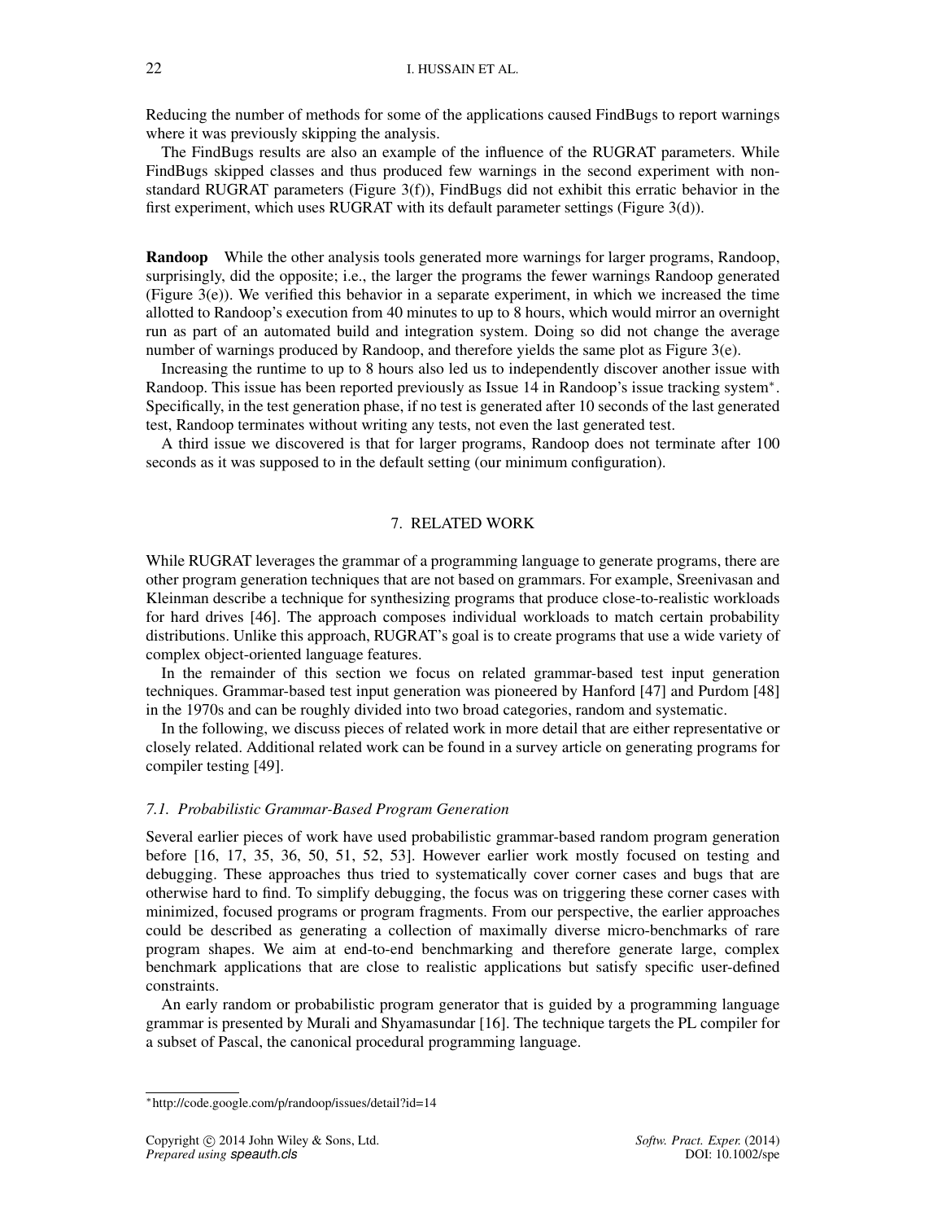Reducing the number of methods for some of the applications caused FindBugs to report warnings where it was previously skipping the analysis.

The FindBugs results are also an example of the influence of the RUGRAT parameters. While FindBugs skipped classes and thus produced few warnings in the second experiment with non-standard RUGRAT parameters (Figure 3(f)), FindBugs did not exhibit this erratic behavior in the first experiment, which uses RUGRAT with its default parameter settings (Figure 3(d)).

**Randoop** While the other analysis tools generated more warnings for larger programs, Randoop, surprisingly, did the opposite; i.e., the larger the programs the fewer warnings Randoop generated (Figure 3(e)). We verified this behavior in a separate experiment, in which we increased the time allotted to Randoop's execution from 40 minutes to up to 8 hours, which would mirror an overnight run as part of an automated build and integration system. Doing so did not change the average number of warnings produced by Randoop, and therefore yields the same plot as Figure 3(e).

Increasing the runtime to up to 8 hours also let us to independently discover another issue with Randoop. This issue has been reported previously as Issue 14 in Randoop's issue tracking system*. Specifically, in the test generation phase, if no test is generated after 10 seconds of the last generated test, Randoop terminates without writing any tests, not even the last generated test.

A third issue we discovered is that for larger programs, Randoop does not terminate after 100 seconds as it was supposed to in the default setting (our minimum configuration).

## 7. RELATED WORK

While RUGRAT leverages the grammar of a programming language to generate programs, there are other program generation techniques that are not based on grammars. For example, Sreenivasan and Kleinman describe a technique for synthesizing programs that produce close-to-realistic workloads for hard drives [46]. The approach composes individual workloads to match certain probability distributions. Unlike this approach, RUGRAT's goal is to create programs that use a wide variety of complex object-oriented language features.

In the remainder of this section we focus on related grammar-based test input generation techniques. Grammar-based test input generation was pioneered by Hanford [47] and Purdom [48] in the 1970s and can be roughly divided into two broad categories, random and systematic.

In the following, we discuss pieces of related work in more detail that are either representative or closely related. Additional related work can be found in a survey article on generating programs for compiler testing [49].

### *7.1. Probabilistic Grammar-Based Program Generation*

Several earlier pieces of work have used probabilistic grammar-based random program generation before [16, 17, 35, 36, 50, 51, 52, 53]. However earlier work mostly focused on testing and debugging. These approaches thus tried to systematically cover corner cases and bugs that are otherwise hard to find. To simplify debugging, the focus was on triggering these corner cases with minimized, focused programs or program fragments. From our perspective, the earlier approaches could be described as generating a collection of maximally diverse micro-benchmarks of rare program shapes. We aim at end-to-end benchmarking and therefore generate large, complex benchmark applications that are close to realistic applications but satisfy specific user-defined constraints.

An early random or probabilistic program generator that is guided by a programming language grammar is presented by Murali and Shyamasundar [16]. The technique targets the PL compiler for a subset of Pascal, the canonical procedural programming language.

---

*http://code.google.com/p/randoop/issues/detail?id=14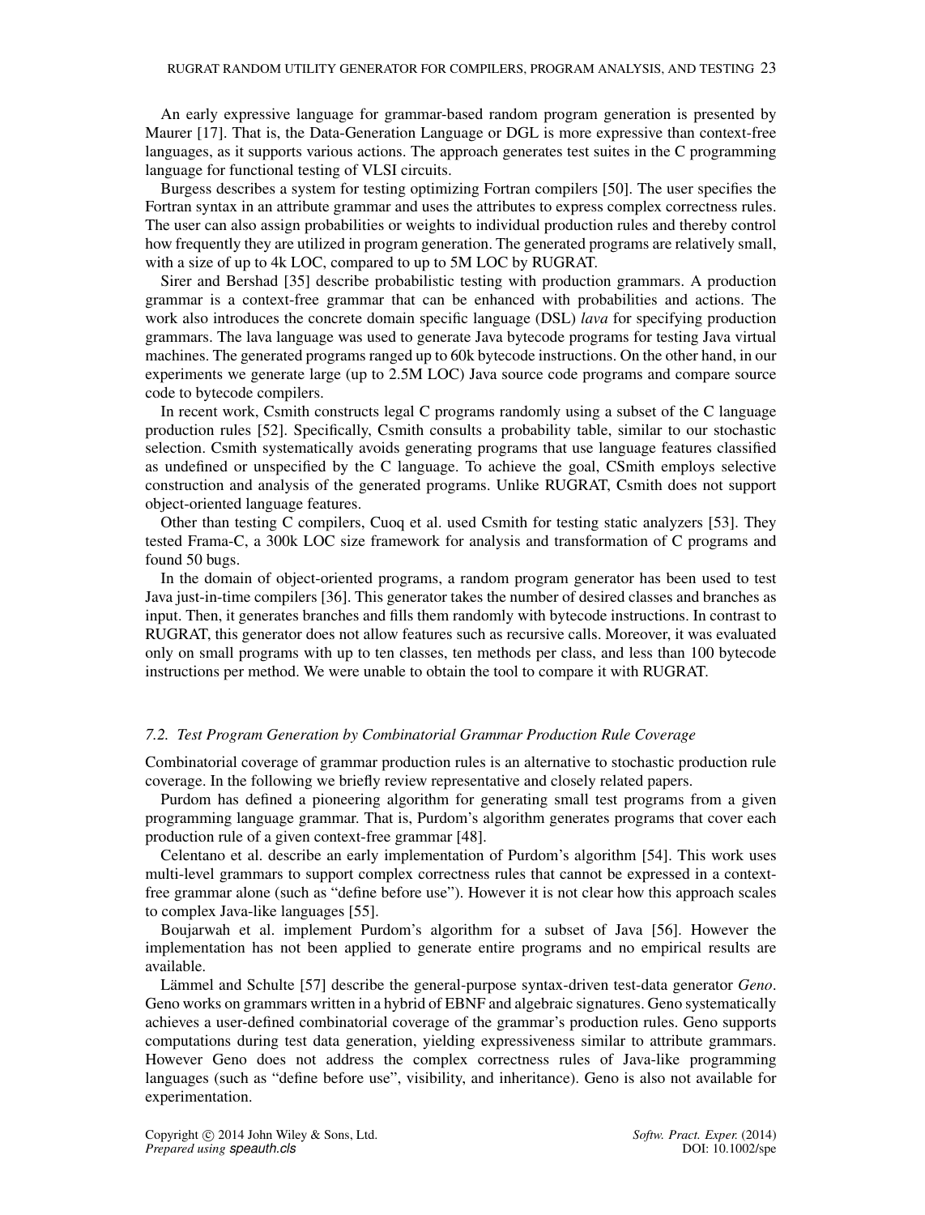An early expressive language for grammar-based random program generation is presented by Maurer [17]. That is, the Data-Generation Language or DGL is more expressive than context-free languages, as it supports various actions. The approach generates test suites in the C programming language for functional testing of VLSI circuits.

Burgess describes a system for testing optimizing Fortran compilers [50]. The user specifies the Fortran syntax in an attribute grammar and uses the attributes to express complex correctness rules. The user can also assign probabilities or weights to individual production rules and thereby control how frequently they are utilized in program generation. The generated programs are relatively small, with a size of up to 4k LOC, compared to up to 5M LOC by RUGRAT.

Sirer and Bershad [35] describe probabilistic testing with production grammars. A production grammar is a context-free grammar that can be enhanced with probabilities and actions. The work also introduces the concrete domain specific language (DSL) *lava* for specifying production grammars. The lava language was used to generate Java bytecode programs for testing Java virtual machines. The generated programs ranged up to 60k bytecode instructions. On the other hand, in our experiments we generate large (up to 2.5M LOC) Java source code programs and compare source code to bytecode compilers.

In recent work, Csmith constructs legal C programs randomly using a subset of the C language production rules [52]. Specifically, Csmith consults a probability table, similar to our stochastic selection. Csmith systematically avoids generating programs that use language features classified as undefined or unspecified by the C language. To achieve the goal, CSmith employs selective construction and analysis of the generated programs. Unlike RUGRAT, Csmith does not support object-oriented language features.

Other than testing C compilers, Cuoq et al. used Csmith for testing static analyzers [53]. They tested Frama-C, a 300k LOC size framework for analysis and transformation of C programs and found 50 bugs.

In the domain of object-oriented programs, a random program generator has been used to test Java just-in-time compilers [36]. This generator takes the number of desired classes and branches as input. Then, it generates branches and fills them randomly with bytecode instructions. In contrast to RUGRAT, this generator does not allow features such as recursive calls. Moreover, it was evaluated only on small programs with up to ten classes, ten methods per class, and less than 100 bytecode instructions per method. We were unable to obtain the tool to compare it with RUGRAT.

### *7.2. Test Program Generation by Combinatorial Grammar Production Rule Coverage*

Combinatorial coverage of grammar production rules is an alternative to stochastic production rule coverage. In the following we briefly review representative and closely related papers.

Purdom has defined a pioneering algorithm for generating small test programs from a given programming language grammar. That is, Purdom's algorithm generates programs that cover each production rule of a given context-free grammar [48].

Celentano et al. describe an early implementation of Purdom's algorithm [54]. This work uses multi-level grammars to support complex correctness rules that cannot be expressed in a context-free grammar alone (such as "define before use"). However it is not clear how this approach scales to complex Java-like languages [55].

Boujarwah et al. implement Purdom's algorithm for a subset of Java [56]. However the implementation has not been applied to generate entire programs and no empirical results are available.

Lämmel and Schulte [57] describe the general-purpose syntax-driven test-data generator *Geno*. Geno works on grammars written in a hybrid of EBNF and algebraic signatures. Geno systematically achieves a user-defined combinatorial coverage of the grammar's production rules. Geno supports computations during test data generation, yielding expressiveness similar to attribute grammars. However Geno does not address the complex correctness rules of Java-like programming languages (such as "define before use", visibility, and inheritance). Geno is also not available for experimentation.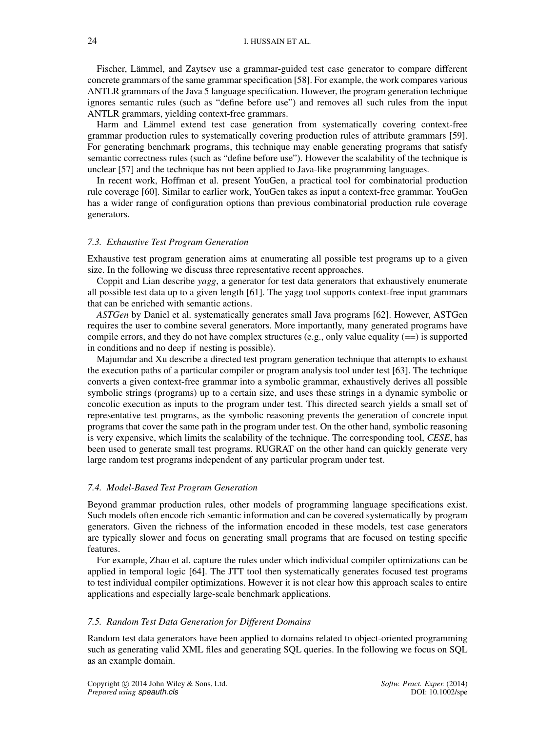Fischer, Lämmel, and Zaytsev use a grammar-guided test case generator to compare different concrete grammars of the same grammar specification [58]. For example, the work compares various ANTLR grammars of the Java 5 language specification. However, the program generation technique ignores semantic rules (such as "define before use") and removes all such rules from the input ANTLR grammars, yielding context-free grammars.

Harm and Lämmel extend test case generation from systematically covering context-free grammar production rules to systematically covering production rules of attribute grammars [59]. For generating benchmark programs, this technique may enable generating programs that satisfy semantic correctness rules (such as "define before use"). However the scalability of the technique is unclear [57] and the technique has not been applied to Java-like programming languages.

In recent work, Hoffman et al. present YouGen, a practical tool for combinatorial production rule coverage [60]. Similar to earlier work, YouGen takes as input a context-free grammar. YouGen has a wider range of configuration options than previous combinatorial production rule coverage generators.

### 7.3. Exhaustive Test Program Generation

Exhaustive test program generation aims at enumerating all possible test programs up to a given size. In the following we discuss three representative recent approaches.

Coppit and Lian describe *yagg*, a generator for test data generators that exhaustively enumerate all possible test data up to a given length [61]. The yagg tool supports context-free input grammars that can be enriched with semantic actions.

*ASTGen* by Daniel et al. systematically generates small Java programs [62]. However, ASTGen requires the user to combine several generators. More importantly, many generated programs have compile errors, and they do not have complex structures (e.g., only value equality (==) is supported in conditions and no deep `if` nesting is possible).

Majumdar and Xu describe a directed test program generation technique that attempts to exhaust the execution paths of a particular compiler or program analysis tool under test [63]. The technique converts a given context-free grammar into a symbolic grammar, exhaustively derives all possible symbolic strings (programs) up to a certain size, and uses these strings in a dynamic symbolic or concolic execution as inputs to the program under test. This directed search yields a small set of representative test programs, as the symbolic reasoning prevents the generation of concrete input programs that cover the same path in the program under test. On the other hand, symbolic reasoning is very expensive, which limits the scalability of the technique. The corresponding tool, *CESE*, has been used to generate small test programs. RUGRAT on the other hand can quickly generate very large random test programs independent of any particular program under test.

### 7.4. Model-Based Test Program Generation

Beyond grammar production rules, other models of programming language specifications exist. Such models often encode rich semantic information and can be covered systematically by program generators. Given the richness of the information encoded in these models, test case generators are typically slower and focus on generating small programs that are focused on testing specific features.

For example, Zhao et al. capture the rules under which individual compiler optimizations can be applied in temporal logic [64]. The JTT tool then systematically generates focused test programs to test individual compiler optimizations. However it is not clear how this approach scales to entire applications and especially large-scale benchmark applications.

### 7.5. Random Test Data Generation for Different Domains

Random test data generators have been applied to domains related to object-oriented programming such as generating valid XML files and generating SQL queries. In the following we focus on SQL as an example domain.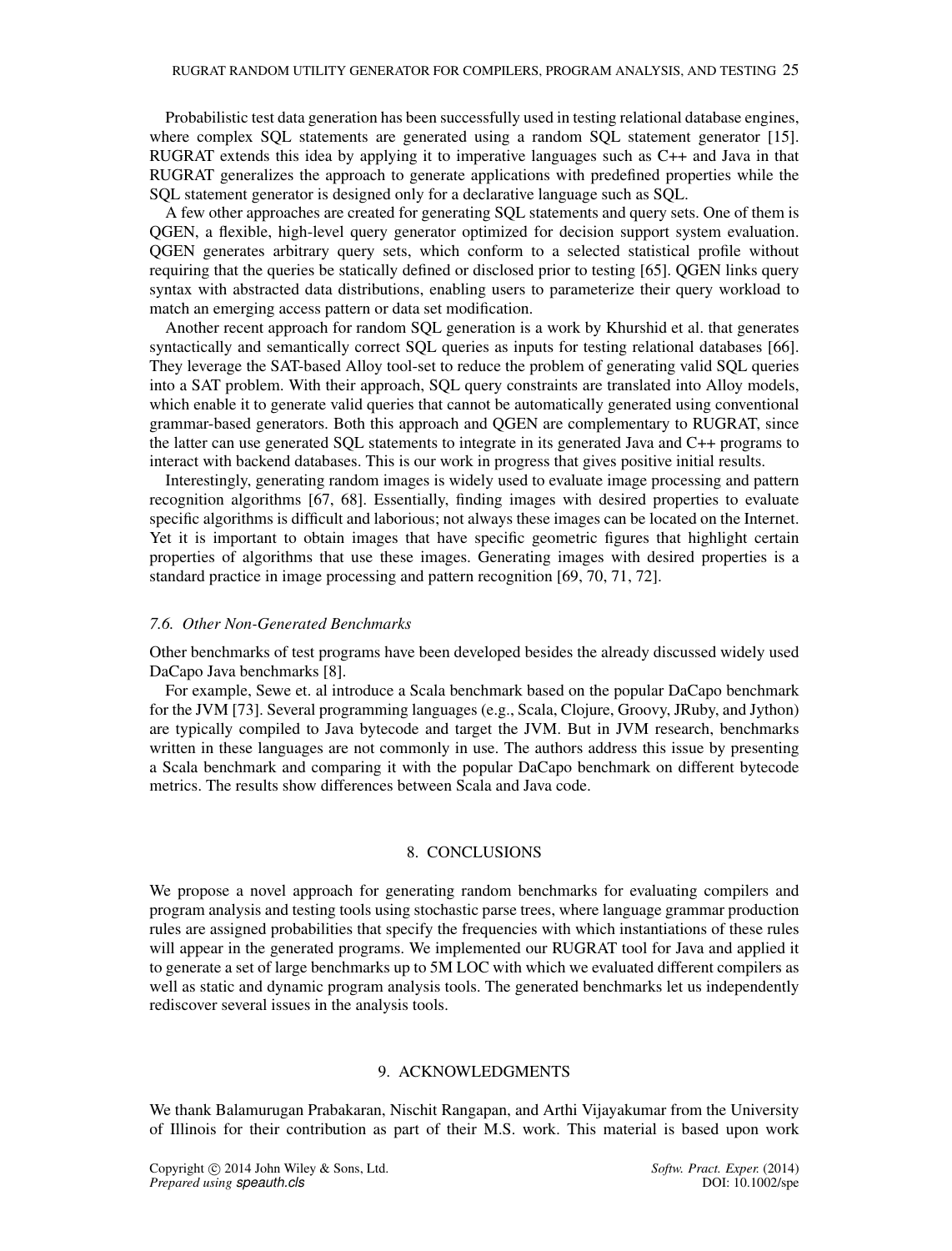Probabilistic test data generation has been successfully used in testing relational database engines, where complex SQL statements are generated using a random SQL statement generator [15]. RUGRAT extends this idea by applying it to imperative languages such as C++ and Java in that RUGRAT generalizes the approach to generate applications with predefined properties while the SQL statement generator is designed only for a declarative language such as SQL.

A few other approaches are created for generating SQL statements and query sets. One of them is QGEN, a flexible, high-level query generator optimized for decision support system evaluation. QGEN generates arbitrary query sets, which conform to a selected statistical profile without requiring that the queries be statically defined or disclosed prior to testing [65]. QGEN links query syntax with abstracted data distributions, enabling users to parameterize their query workload to match an emerging access pattern or data set modification.

Another recent approach for random SQL generation is a work by Khurshid et al. that generates syntactically and semantically correct SQL queries as inputs for testing relational databases [66]. They leverage the SAT-based Alloy tool-set to reduce the problem of generating valid SQL queries into a SAT problem. With their approach, SQL query constraints are translated into Alloy models, which enable it to generate valid queries that cannot be automatically generated using conventional grammar-based generators. Both this approach and QGEN are complementary to RUGRAT, since the latter can use generated SQL statements to integrate in its generated Java and C++ programs to interact with backend databases. This is our work in progress that gives positive initial results.

Interestingly, generating random images is widely used to evaluate image processing and pattern recognition algorithms [67, 68]. Essentially, finding images with desired properties to evaluate specific algorithms is difficult and laborious; not always these images can be located on the Internet. Yet it is important to obtain images that have specific geometric figures that highlight certain properties of algorithms that use these images. Generating images with desired properties is a standard practice in image processing and pattern recognition [69, 70, 71, 72].

### *7.6. Other Non-Generated Benchmarks*

Other benchmarks of test programs have been developed besides the already discussed widely used DaCapo Java benchmarks [8].

For example, Sewe et. al introduce a Scala benchmark based on the popular DaCapo benchmark for the JVM [73]. Several programming languages (e.g., Scala, Clojure, Groovy, JRuby, and Jython) are typically compiled to Java bytecode and target the JVM. But in JVM research, benchmarks written in these languages are not commonly in use. The authors address this issue by presenting a Scala benchmark and comparing it with the popular DaCapo benchmark on different bytecode metrics. The results show differences between Scala and Java code.

## 8. CONCLUSIONS

We propose a novel approach for generating random benchmarks for evaluating compilers and program analysis and testing tools using stochastic parse trees, where language grammar production rules are assigned probabilities that specify the frequencies with which instantiations of these rules will appear in the generated programs. We implemented our RUGRAT tool for Java and applied it to generate a set of large benchmarks up to 5M LOC with which we evaluated different compilers as well as static and dynamic program analysis tools. The generated benchmarks let us independently rediscover several issues in the analysis tools.

## 9. ACKNOWLEDGMENTS

We thank Balamurugan Prabakaran, Nischit Rangapan, and Arthi Vijayakumar from the University of Illinois for their contribution as part of their M.S. work. This material is based upon work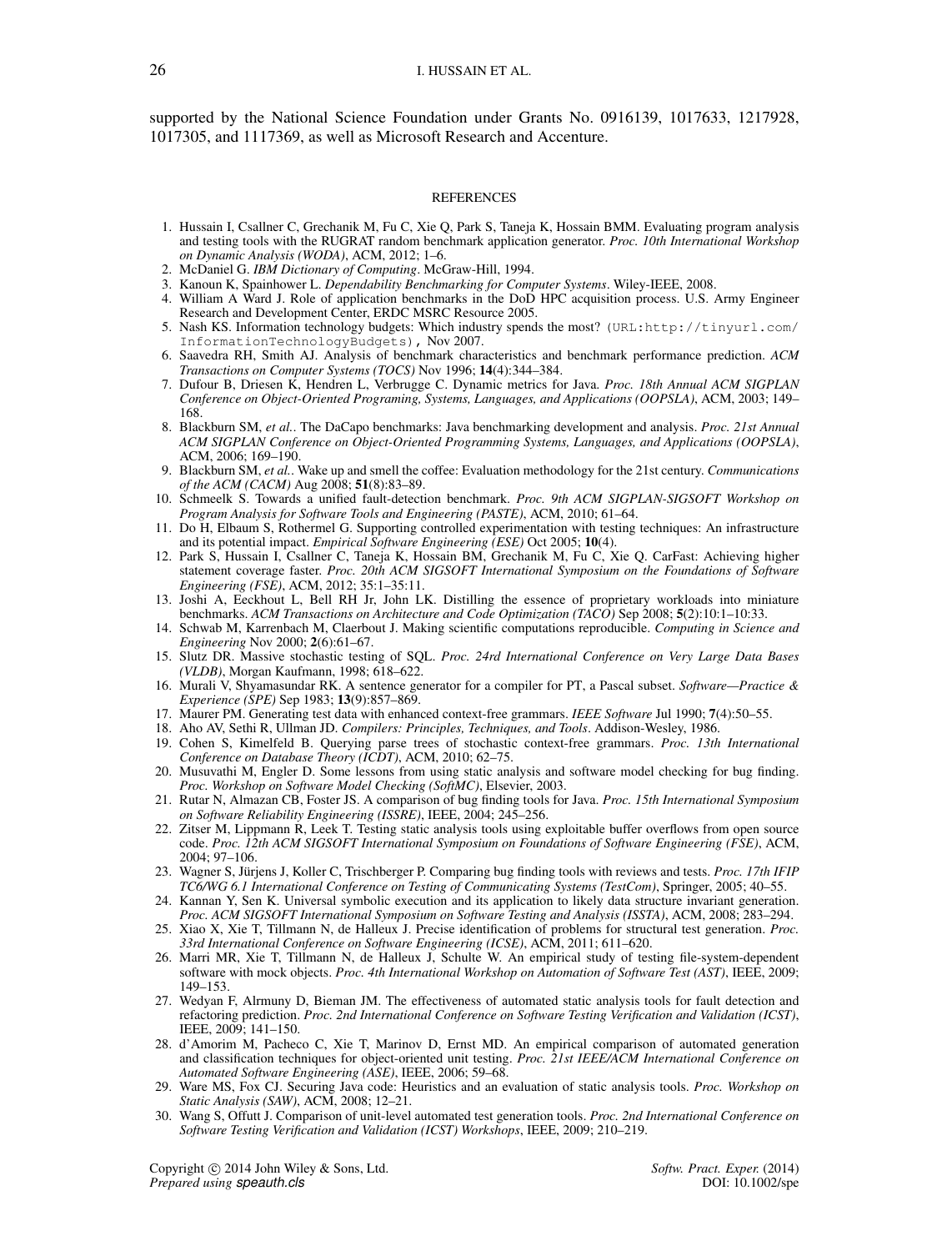supported by the National Science Foundation under Grants No. 0916139, 1017633, 1217928, 1017305, and 1117369, as well as Microsoft Research and Accenture.

## REFERENCES

1. Hussain I, Csallner C, Grechanik M, Fu C, Xie Q, Park S, Taneja K, Hossain BMM. Evaluating program analysis and testing tools with the RUGRAT random benchmark application generator. *Proc. 10th International Workshop on Dynamic Analysis (WODA)*, ACM, 2012; 1–6.
2. McDaniel G. *IBM Dictionary of Computing*. McGraw-Hill, 1994.
3. Kanoun K, Spainhower L. *Dependability Benchmarking for Computer Systems*. Wiley-IEEE, 2008.
4. William A Ward J. Role of application benchmarks in the DoD HPC acquisition process. U.S. Army Engineer Research and Development Center, ERDC MSRC Resource 2005.
5. Nash KS. Information technology budgets: Which industry spends the most? (URL:http://tinyurl.com/InformationTechnologyBudgets), Nov 2007.
6. Saavedra RH, Smith AJ. Analysis of benchmark characteristics and benchmark performance prediction. *ACM Transactions on Computer Systems (TOCS)* Nov 1996; **14**(4):344–384.
7. Dufour B, Driesen K, Hendren L, Verbrugge C. Dynamic metrics for Java. *Proc. 18th Annual ACM SIGPLAN Conference on Object-Oriented Programing, Systems, Languages, and Applications (OOPSLA)*, ACM, 2003; 149–168.
8. Blackburn SM, *et al.*. The DaCapo benchmarks: Java benchmarking development and analysis. *Proc. 21st Annual ACM SIGPLAN Conference on Object-Oriented Programming Systems, Languages, and Applications (OOPSLA)*, ACM, 2006; 169–190.
9. Blackburn SM, *et al.*. Wake up and smell the coffee: Evaluation methodology for the 21st century. *Communications of the ACM (CACM)* Aug 2008; **51**(8):83–89.
10. Schmeelk S. Towards a unified fault-detection benchmark. *Proc. 9th ACM SIGPLAN-SIGSOFT Workshop on Program Analysis for Software Tools and Engineering (PASTE)*, ACM, 2010; 61–64.
11. Do H, Elbaum S, Rothermel G. Supporting controlled experimentation with testing techniques: An infrastructure and its potential impact. *Empirical Software Engineering (ESE)* Oct 2005; **10**(4).
12. Park S, Hussain I, Csallner C, Taneja K, Hossain BM, Grechanik M, Fu C, Xie Q. CarFast: Achieving higher statement coverage faster. *Proc. 20th ACM SIGSOFT International Symposium on the Foundations of Software Engineering (FSE)*, ACM, 2012; 35:1–35:11.
13. Joshi A, Eeckhout L, Bell RH Jr, John LK. Distilling the essence of proprietary workloads into miniature benchmarks. *ACM Transactions on Architecture and Code Optimization (TACO)* Sep 2008; **5**(2):10:1–10:33.
14. Schwab M, Karrenbach M, Claerbout J. Making scientific computations reproducible. *Computing in Science and Engineering* Nov 2000; **2**(6):61–67.
15. Slutz DR. Massive stochastic testing of SQL. *Proc. 24rd International Conference on Very Large Data Bases (VLDB)*, Morgan Kaufmann, 1998; 618–622.
16. Murali V, Shyamasundar RK. A sentence generator for a compiler for PT, a Pascal subset. *Software—Practice & Experience (SPE)* Sep 1983; **13**(9):857–869.
17. Maurer PM. Generating test data with enhanced context-free grammars. *IEEE Software* Jul 1990; **7**(4):50–55.
18. Aho AV, Sethi R, Ullman JD. *Compilers: Principles, Techniques, and Tools*. Addison-Wesley, 1986.
19. Cohen S, Kimelfeld B. Querying parse trees of stochastic context-free grammars. *Proc. 13th International Conference on Database Theory (ICDT)*, ACM, 2010; 62–75.
20. Musuvathi M, Engler D. Some lessons from using static analysis and software model checking for bug finding. *Proc. Workshop on Software Model Checking (SoftMC)*, Elsevier, 2003.
21. Rutar N, Almazan CB, Foster JS. A comparison of bug finding tools for Java. *Proc. 15th International Symposium on Software Reliability Engineering (ISSRE)*, IEEE, 2004; 245–256.
22. Zitser M, Lippmann R, Leek T. Testing static analysis tools using exploitable buffer overflows from open source code. *Proc. 12th ACM SIGSOFT International Symposium on Foundations of Software Engineering (FSE)*, ACM, 2004; 97–106.
23. Wagner S, Jürjens J, Koller C, Trischberger P. Comparing bug finding tools with reviews and tests. *Proc. 17th IFIP TC6/WG 6.1 International Conference on Testing of Communicating Systems (TestCom)*, Springer, 2005; 40–55.
24. Kannan Y, Sen K. Universal symbolic execution and its application to likely data structure invariant generation. *Proc. ACM SIGSOFT International Symposium on Software Testing and Analysis (ISSTA)*, ACM, 2008; 283–294.
25. Xiao X, Xie T, Tillmann N, de Halleux J. Precise identification of problems for structural test generation. *Proc. 33rd International Conference on Software Engineering (ICSE)*, ACM, 2011; 611–620.
26. Marri MR, Xie T, Tillmann N, de Halleux J, Schulte W. An empirical study of testing file-system-dependent software with mock objects. *Proc. 4th International Workshop on Automation of Software Test (AST)*, IEEE, 2009; 149–153.
27. Wedyan F, Alrmuny D, Bieman JM. The effectiveness of automated static analysis tools for fault detection and refactoring prediction. *Proc. 2nd International Conference on Software Testing Verification and Validation (ICST)*, IEEE, 2009; 141–150.
28. d'Amorim M, Pacheco C, Xie T, Marinov D, Ernst MD. An empirical comparison of automated generation and classification techniques for object-oriented unit testing. *Proc. 21st IEEE/ACM International Conference on Automated Software Engineering (ASE)*, IEEE, 2006; 59–68.
29. Ware MS, Fox CJ. Securing Java code: Heuristics and an evaluation of static analysis tools. *Proc. Workshop on Static Analysis (SAW)*, ACM, 2008; 12–21.
30. Wang S, Offutt J. Comparison of unit-level automated test generation tools. *Proc. 2nd International Conference on Software Testing Verification and Validation (ICST) Workshops*, IEEE, 2009; 210–219.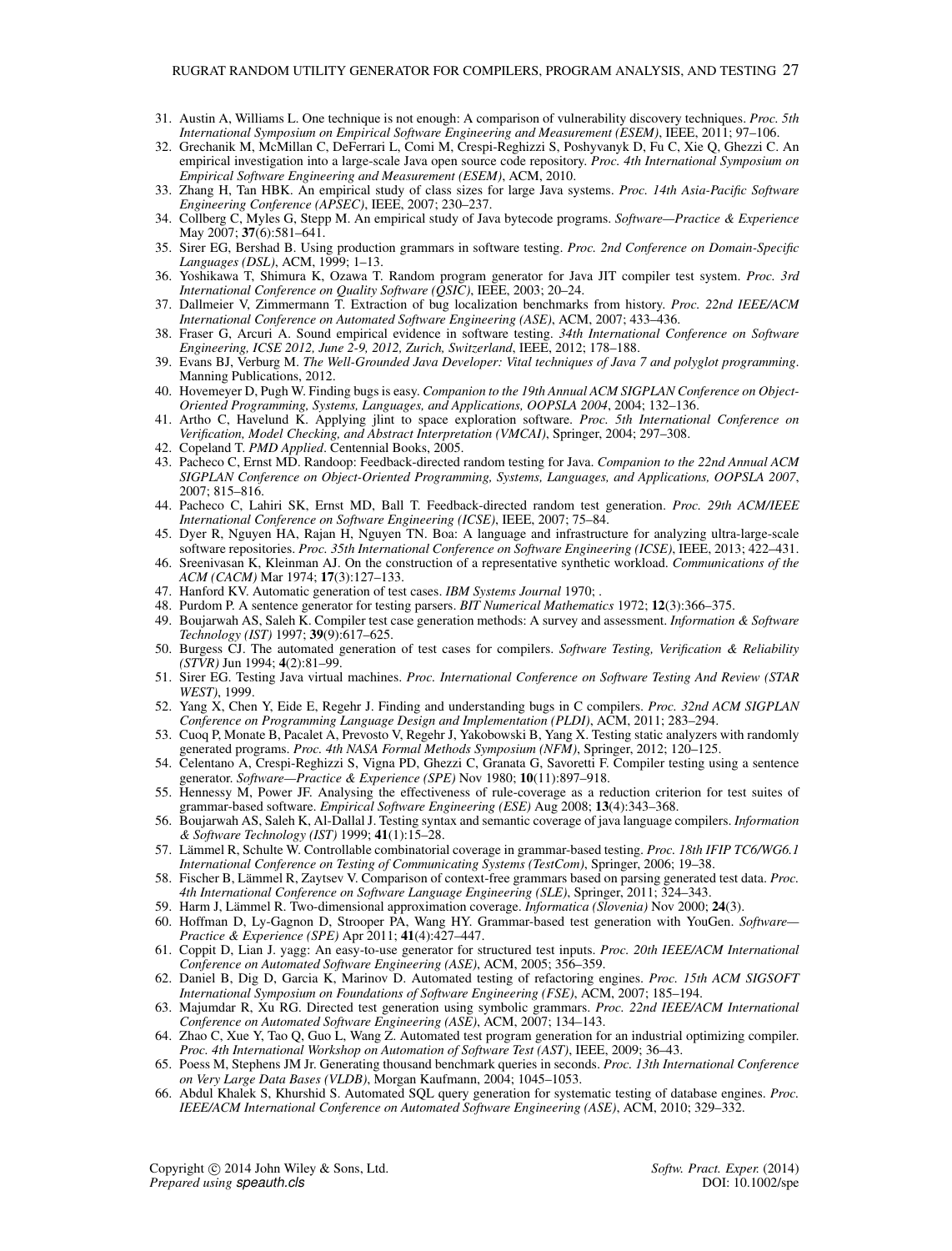31. Austin A, Williams L. One technique is not enough: A comparison of vulnerability discovery techniques. *Proc. 5th International Symposium on Empirical Software Engineering and Measurement (ESEM)*, IEEE, 2011; 97–106.
32. Grechanik M, McMillan C, DeFerrari L, Comi M, Crespi-Reghizzi S, Poshyvanyk D, Fu C, Xie Q, Ghezzi C. An empirical investigation into a large-scale Java open source code repository. *Proc. 4th International Symposium on Empirical Software Engineering and Measurement (ESEM)*, ACM, 2010.
33. Zhang H, Tan HBK. An empirical study of class sizes for large Java systems. *Proc. 14th Asia-Pacific Software Engineering Conference (APSEC)*, IEEE, 2007; 230–237.
34. Collberg C, Myles G, Stepp M. An empirical study of Java bytecode programs. *Software—Practice & Experience* May 2007; **37**(6):581–641.
35. Sirer EG, Bershad B. Using production grammars in software testing. *Proc. 2nd Conference on Domain-Specific Languages (DSL)*, ACM, 1999; 1–13.
36. Yoshikawa T, Shimura K, Ozawa T. Random program generator for Java JIT compiler test system. *Proc. 3rd International Conference on Quality Software (QSIC)*, IEEE, 2003; 20–24.
37. Dallmeier V, Zimmermann T. Extraction of bug localization benchmarks from history. *Proc. 22nd IEEE/ACM International Conference on Automated Software Engineering (ASE)*, ACM, 2007; 433–436.
38. Fraser G, Arcuri A. Sound empirical evidence in software testing. *34th International Conference on Software Engineering, ICSE 2012, June 2-9, 2012, Zurich, Switzerland*, IEEE, 2012; 178–188.
39. Evans BJ, Verburg M. *The Well-Grounded Java Developer: Vital techniques of Java 7 and polyglot programming*. Manning Publications, 2012.
40. Hovemeyer D, Pugh W. Finding bugs is easy. *Companion to the 19th Annual ACM SIGPLAN Conference on Object-Oriented Programming, Systems, Languages, and Applications, OOPSLA 2004*, 2004; 132–136.
41. Artho C, Havelund K. Applying jlint to space exploration software. *Proc. 5th International Conference on Verification, Model Checking, and Abstract Interpretation (VMCAI)*, Springer, 2004; 297–308.
42. Copeland T. *PMD Applied*. Centennial Books, 2005.
43. Pacheco C, Ernst MD. Randoop: Feedback-directed random testing for Java. *Companion to the 22nd Annual ACM SIGPLAN Conference on Object-Oriented Programming, Systems, Languages, and Applications, OOPSLA 2007*, 2007; 815–816.
44. Pacheco C, Lahiri SK, Ernst MD, Ball T. Feedback-directed random test generation. *Proc. 29th ACM/IEEE International Conference on Software Engineering (ICSE)*, IEEE, 2007; 75–84.
45. Dyer R, Nguyen HA, Rajan H, Nguyen TN. Boa: A language and infrastructure for analyzing ultra-large-scale software repositories. *Proc. 35th International Conference on Software Engineering (ICSE)*, IEEE, 2013; 422–431.
46. Sreenivasan K, Kleinman AJ. On the construction of a representative synthetic workload. *Communications of the ACM (CACM)* Mar 1974; **17**(3):127–133.
47. Hanford KV. Automatic generation of test cases. *IBM Systems Journal* 1970; .
48. Purdom P. A sentence generator for testing parsers. *BIT Numerical Mathematics* 1972; **12**(3):366–375.
49. Boujarwah AS, Saleh K. Compiler test case generation methods: A survey and assessment. *Information & Software Technology (IST)* 1997; **39**(9):617–625.
50. Burgess CJ. The automated generation of test cases for compilers. *Software Testing, Verification & Reliability (STVR)* Jun 1994; **4**(2):81–99.
51. Sirer EG. Testing Java virtual machines. *Proc. International Conference on Software Testing And Review (STAR WEST)*, 1999.
52. Yang X, Chen Y, Eide E, Regehr J. Finding and understanding bugs in C compilers. *Proc. 32nd ACM SIGPLAN Conference on Programming Language Design and Implementation (PLDI)*, ACM, 2011; 283–294.
53. Cuoq P, Monate B, Pacalet A, Prevosto V, Regehr J, Yakobowski B, Yang X. Testing static analyzers with randomly generated programs. *Proc. 4th NASA Formal Methods Symposium (NFM)*, Springer, 2012; 120–125.
54. Celentano A, Crespi-Reghizzi S, Vigna PD, Ghezzi C, Granata G, Savoretti F. Compiler testing using a sentence generator. *Software—Practice & Experience (SPE)* Nov 1980; **10**(11):897–918.
55. Hennessy M, Power JF. Analysing the effectiveness of rule-coverage as a reduction criterion for test suites of grammar-based software. *Empirical Software Engineering (ESE)* Aug 2008; **13**(4):343–368.
56. Boujarwah AS, Saleh K, Al-Dallal J. Testing syntax and semantic coverage of java language compilers. *Information & Software Technology (IST)* 1999; **41**(1):15–28.
57. Lämmel R, Schulte W. Controllable combinatorial coverage in grammar-based testing. *Proc. 18th IFIP TC6/WG6.1 International Conference on Testing of Communicating Systems (TestCom)*, Springer, 2006; 19–38.
58. Fischer B, Lämmel R, Zaytsev V. Comparison of context-free grammars based on parsing generated test data. *Proc. 4th International Conference on Software Language Engineering (SLE)*, Springer, 2011; 324–343.
59. Harm J, Lämmel R. Two-dimensional approximation coverage. *Informatica (Slovenia)* Nov 2000; **24**(3).
60. Hoffman D, Ly-Gagnon D, Strooper PA, Wang HY. Grammar-based test generation with YouGen. *Software—Practice & Experience (SPE)* Apr 2011; **41**(4):427–447.
61. Coppit D, Lian J. yagg: An easy-to-use generator for structured test inputs. *Proc. 20th IEEE/ACM International Conference on Automated Software Engineering (ASE)*, ACM, 2005; 356–359.
62. Daniel B, Dig D, Garcia K, Marinov D. Automated testing of refactoring engines. *Proc. 15th ACM SIGSOFT International Symposium on Foundations of Software Engineering (FSE)*, ACM, 2007; 185–194.
63. Majumdar R, Xu RG. Directed test generation using symbolic grammars. *Proc. 22nd IEEE/ACM International Conference on Automated Software Engineering (ASE)*, ACM, 2007; 134–143.
64. Zhao C, Xue Y, Tao Q, Guo L, Wang Z. Automated test program generation for an industrial optimizing compiler. *Proc. 4th International Workshop on Automation of Software Test (AST)*, IEEE, 2009; 36–43.
65. Poess M, Stephens JM Jr. Generating thousand benchmark queries in seconds. *Proc. 13th International Conference on Very Large Data Bases (VLDB)*, Morgan Kaufmann, 2004; 1045–1053.
66. Abdul Khalek S, Khurshid S. Automated SQL query generation for systematic testing of database engines. *Proc. IEEE/ACM International Conference on Automated Software Engineering (ASE)*, ACM, 2010; 329–332.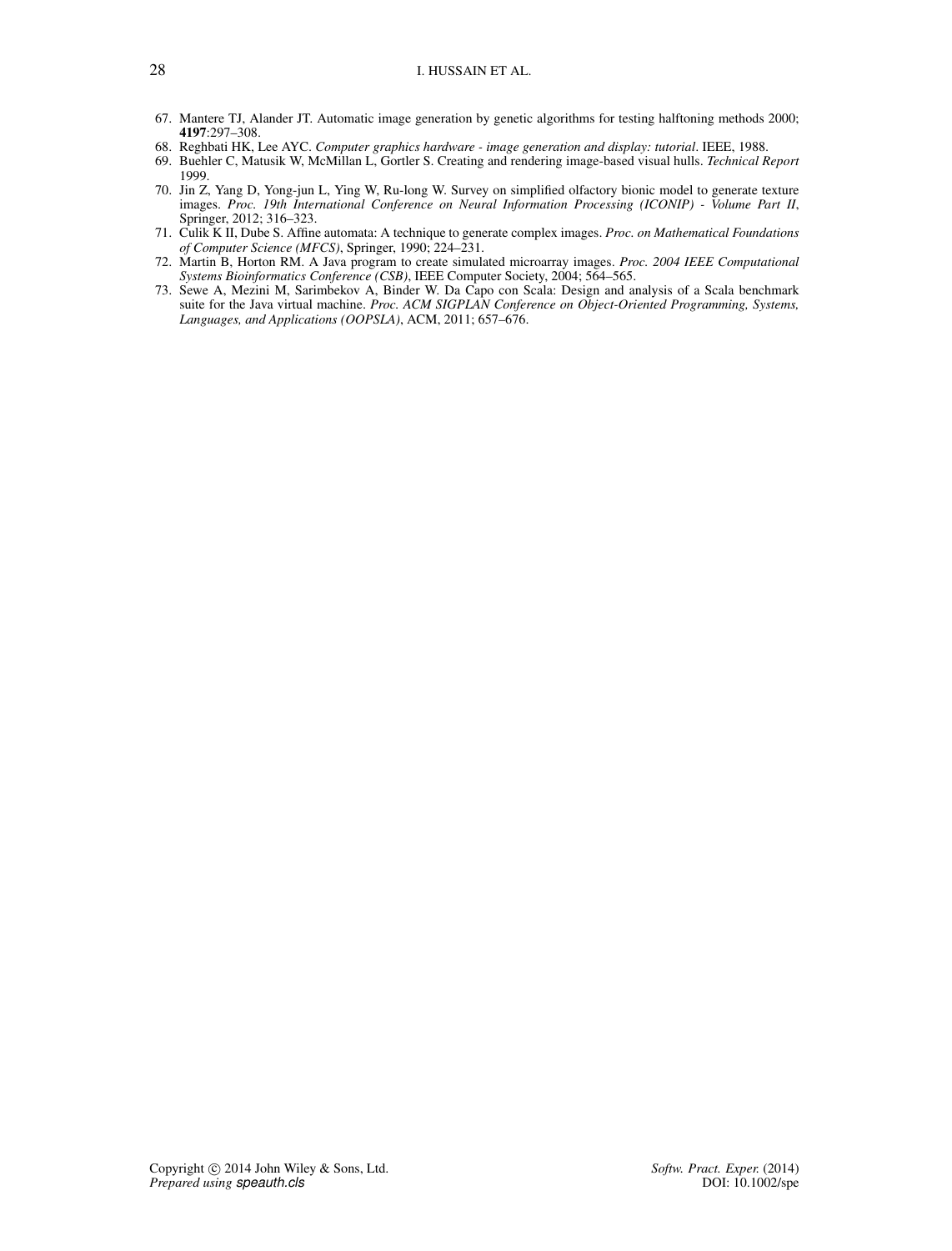67. Mantere TJ, Alander JT. Automatic image generation by genetic algorithms for testing halftoning methods 2000; **4197**:297–308.
68. Reghbati HK, Lee AYC. *Computer graphics hardware - image generation and display: tutorial*. IEEE, 1988.
69. Buehler C, Matusik W, McMillan L, Gortler S. Creating and rendering image-based visual hulls. *Technical Report* 1999.
70. Jin Z, Yang D, Yong-jun L, Ying W, Ru-long W. Survey on simplified olfactory bionic model to generate texture images. *Proc. 19th International Conference on Neural Information Processing (ICONIP) - Volume Part II*, Springer, 2012; 316–323.
71. Culik K II, Dube S. Affine automata: A technique to generate complex images. *Proc. on Mathematical Foundations of Computer Science (MFCS)*, Springer, 1990; 224–231.
72. Martin B, Horton RM. A Java program to create simulated microarray images. *Proc. 2004 IEEE Computational Systems Bioinformatics Conference (CSB)*, IEEE Computer Society, 2004; 564–565.
73. Sewe A, Mezini M, Sarimbekov A, Binder W. Da Capo con Scala: Design and analysis of a Scala benchmark suite for the Java virtual machine. *Proc. ACM SIGPLAN Conference on Object-Oriented Programming, Systems, Languages, and Applications (OOPSLA)*, ACM, 2011; 657–676.